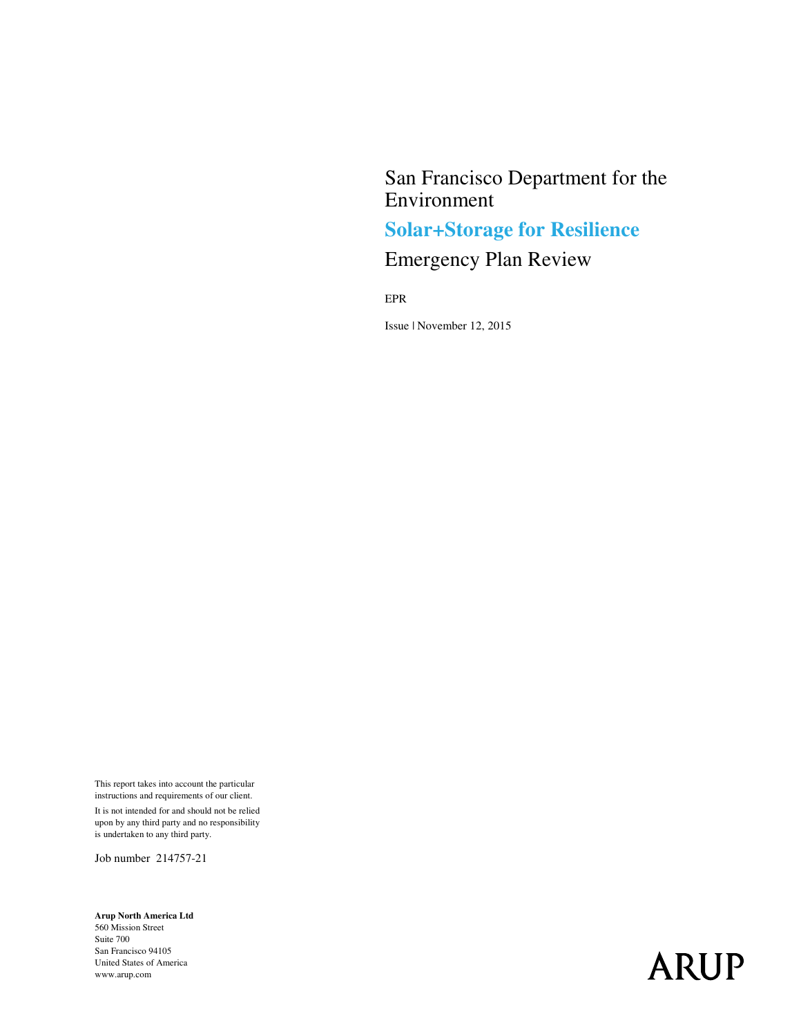# San Francisco Department for the Environment

## **Solar+Storage for Resilience**

## Emergency Plan Review

EPR

Issue | November 12, 2015

This report takes into account the particular instructions and requirements of our client.

It is not intended for and should not be relied upon by any third party and no responsibility is undertaken to any third party.

Job number 214757-21

**Arup North America Ltd**
560 Mission Street
Suite 700
San Francisco 94105
United States of America
www.arup.com

ARUP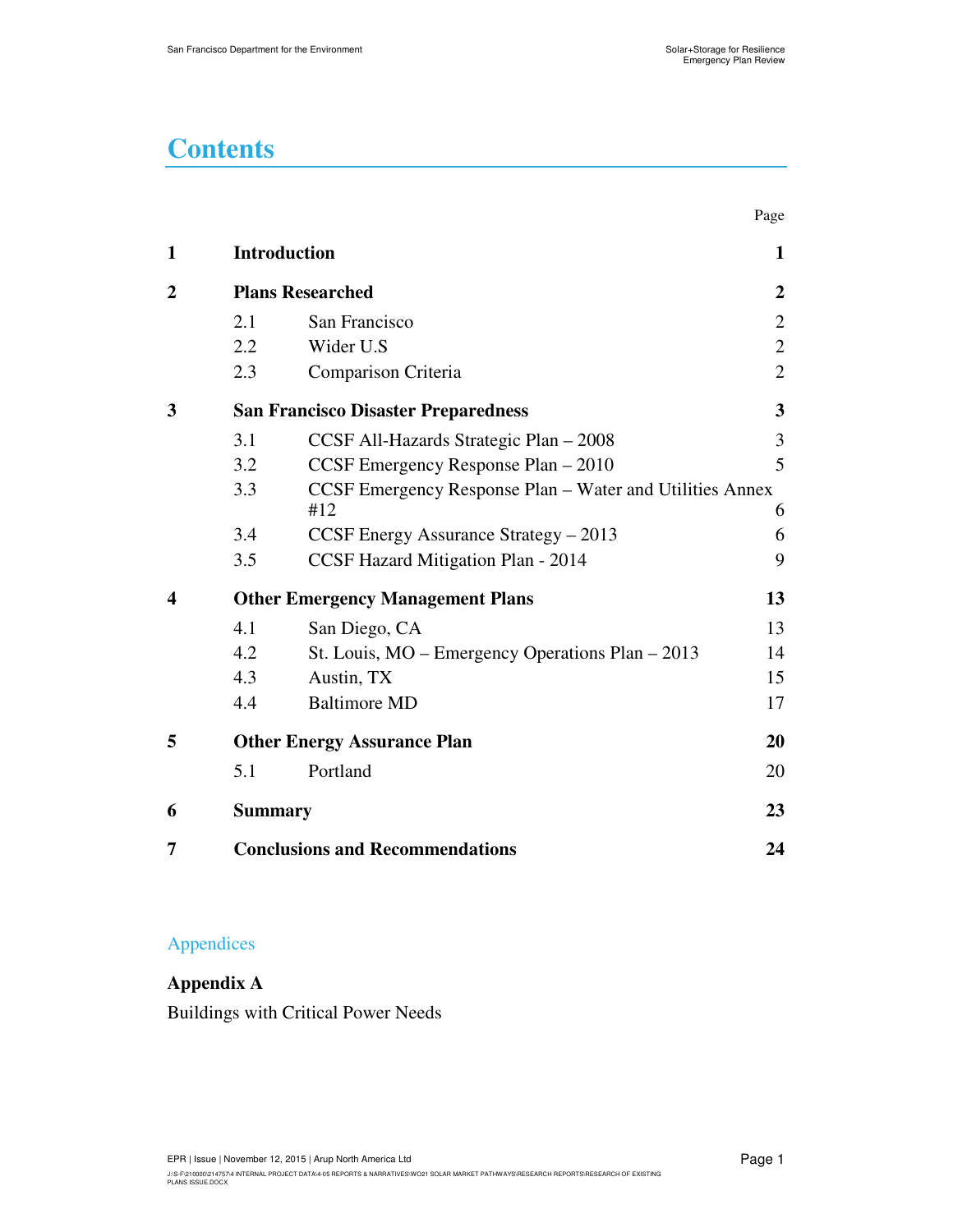# Contents

| | | Page |
|---|---|---|
| **1** | **Introduction** | **1** |
| **2** | **Plans Researched** | **2** |
| 2.1 | San Francisco | 2 |
| 2.2 | Wider U.S | 2 |
| 2.3 | Comparison Criteria | 2 |
| **3** | **San Francisco Disaster Preparedness** | **3** |
| 3.1 | CCSF All-Hazards Strategic Plan – 2008 | 3 |
| 3.2 | CCSF Emergency Response Plan – 2010 | 5 |
| 3.3 | CCSF Emergency Response Plan – Water and Utilities Annex #12 | 6 |
| 3.4 | CCSF Energy Assurance Strategy – 2013 | 6 |
| 3.5 | CCSF Hazard Mitigation Plan - 2014 | 9 |
| **4** | **Other Emergency Management Plans** | **13** |
| 4.1 | San Diego, CA | 13 |
| 4.2 | St. Louis, MO – Emergency Operations Plan – 2013 | 14 |
| 4.3 | Austin, TX | 15 |
| 4.4 | Baltimore MD | 17 |
| **5** | **Other Energy Assurance Plan** | **20** |
| 5.1 | Portland | 20 |
| **6** | **Summary** | **23** |
| **7** | **Conclusions and Recommendations** | **24** |

## Appendices

**Appendix A**

Buildings with Critical Power Needs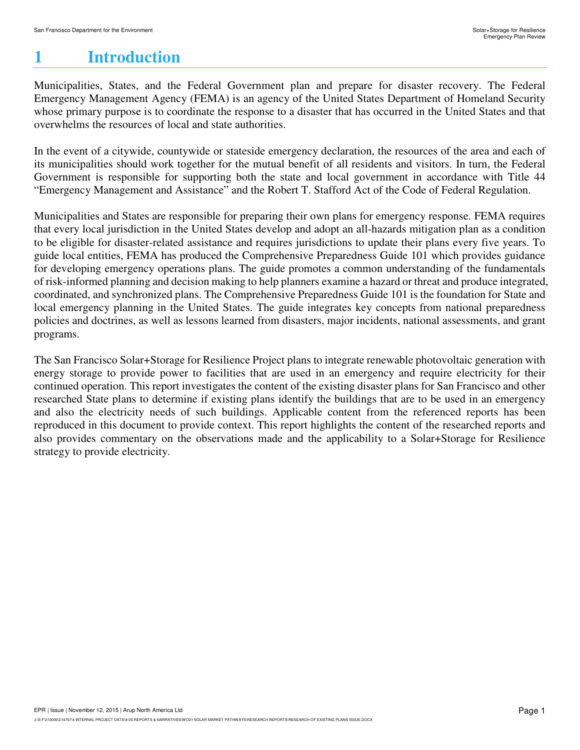# 1 Introduction

Municipalities, States, and the Federal Government plan and prepare for disaster recovery. The Federal Emergency Management Agency (FEMA) is an agency of the United States Department of Homeland Security whose primary purpose is to coordinate the response to a disaster that has occurred in the United States and that overwhelms the resources of local and state authorities.

In the event of a citywide, countywide or stateside emergency declaration, the resources of the area and each of its municipalities should work together for the mutual benefit of all residents and visitors. In turn, the Federal Government is responsible for supporting both the state and local government in accordance with Title 44 "Emergency Management and Assistance" and the Robert T. Stafford Act of the Code of Federal Regulation.

Municipalities and States are responsible for preparing their own plans for emergency response. FEMA requires that every local jurisdiction in the United States develop and adopt an all-hazards mitigation plan as a condition to be eligible for disaster-related assistance and requires jurisdictions to update their plans every five years. To guide local entities, FEMA has produced the Comprehensive Preparedness Guide 101 which provides guidance for developing emergency operations plans. The guide promotes a common understanding of the fundamentals of risk-informed planning and decision making to help planners examine a hazard or threat and produce integrated, coordinated, and synchronized plans. The Comprehensive Preparedness Guide 101 is the foundation for State and local emergency planning in the United States. The guide integrates key concepts from national preparedness policies and doctrines, as well as lessons learned from disasters, major incidents, national assessments, and grant programs.

The San Francisco Solar+Storage for Resilience Project plans to integrate renewable photovoltaic generation with energy storage to provide power to facilities that are used in an emergency and require electricity for their continued operation. This report investigates the content of the existing disaster plans for San Francisco and other researched State plans to determine if existing plans identify the buildings that are to be used in an emergency and also the electricity needs of such buildings. Applicable content from the referenced reports has been reproduced in this document to provide context. This report highlights the content of the researched reports and also provides commentary on the observations made and the applicability to a Solar+Storage for Resilience strategy to provide electricity.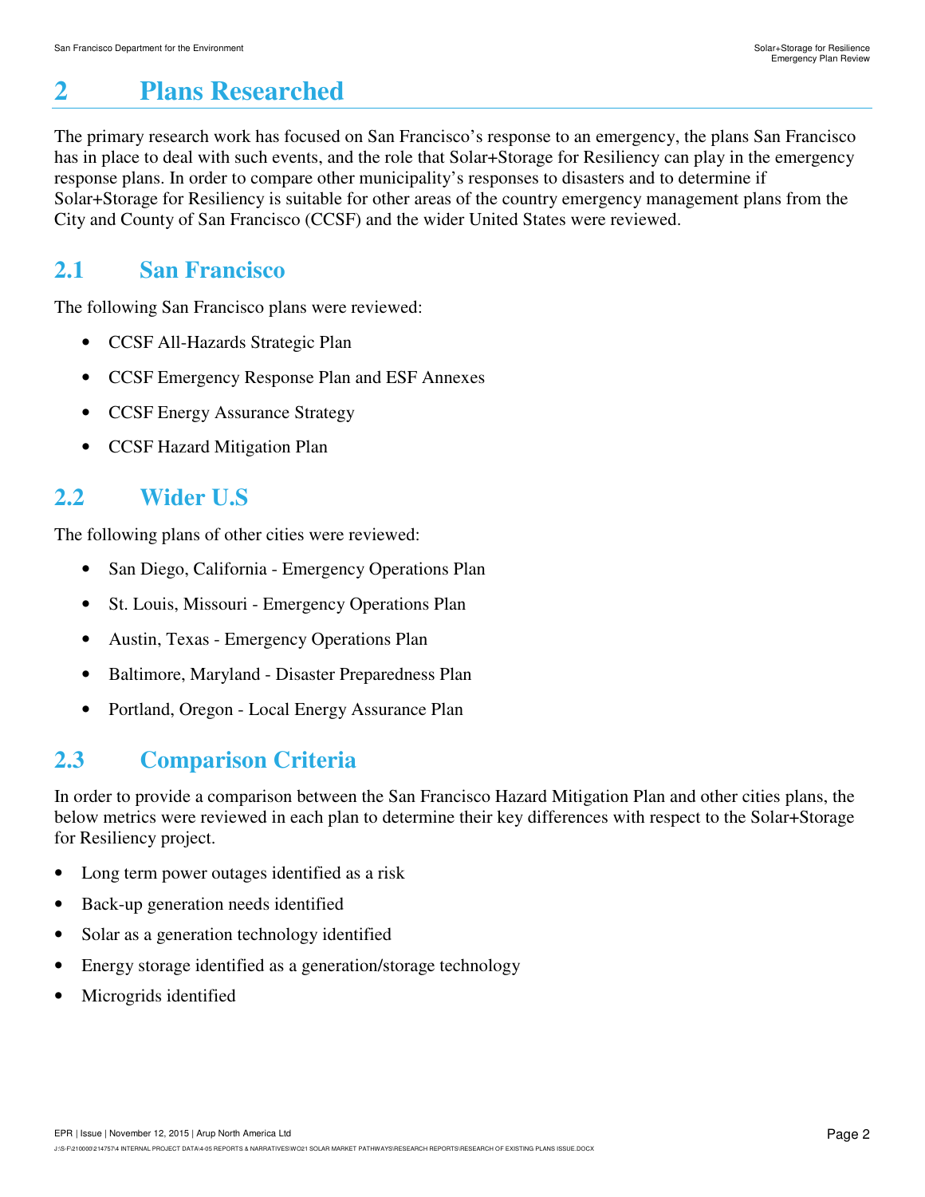# 2 Plans Researched

The primary research work has focused on San Francisco's response to an emergency, the plans San Francisco has in place to deal with such events, and the role that Solar+Storage for Resiliency can play in the emergency response plans. In order to compare other municipality's responses to disasters and to determine if Solar+Storage for Resiliency is suitable for other areas of the country emergency management plans from the City and County of San Francisco (CCSF) and the wider United States were reviewed.

## 2.1 San Francisco

The following San Francisco plans were reviewed:

- CCSF All-Hazards Strategic Plan
- CCSF Emergency Response Plan and ESF Annexes
- CCSF Energy Assurance Strategy
- CCSF Hazard Mitigation Plan

## 2.2 Wider U.S

The following plans of other cities were reviewed:

- San Diego, California - Emergency Operations Plan
- St. Louis, Missouri - Emergency Operations Plan
- Austin, Texas - Emergency Operations Plan
- Baltimore, Maryland - Disaster Preparedness Plan
- Portland, Oregon - Local Energy Assurance Plan

## 2.3 Comparison Criteria

In order to provide a comparison between the San Francisco Hazard Mitigation Plan and other cities plans, the below metrics were reviewed in each plan to determine their key differences with respect to the Solar+Storage for Resiliency project.

- Long term power outages identified as a risk
- Back-up generation needs identified
- Solar as a generation technology identified
- Energy storage identified as a generation/storage technology
- Microgrids identified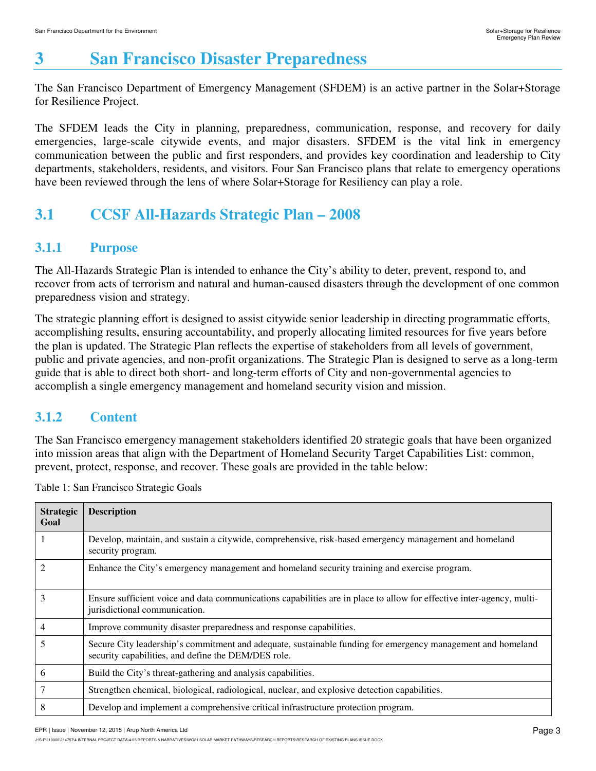# 3 San Francisco Disaster Preparedness

The San Francisco Department of Emergency Management (SFDEM) is an active partner in the Solar+Storage for Resilience Project.

The SFDEM leads the City in planning, preparedness, communication, response, and recovery for daily emergencies, large-scale citywide events, and major disasters. SFDEM is the vital link in emergency communication between the public and first responders, and provides key coordination and leadership to City departments, stakeholders, residents, and visitors. Four San Francisco plans that relate to emergency operations have been reviewed through the lens of where Solar+Storage for Resiliency can play a role.

## 3.1 CCSF All-Hazards Strategic Plan – 2008

### 3.1.1 Purpose

The All-Hazards Strategic Plan is intended to enhance the City's ability to deter, prevent, respond to, and recover from acts of terrorism and natural and human-caused disasters through the development of one common preparedness vision and strategy.

The strategic planning effort is designed to assist citywide senior leadership in directing programmatic efforts, accomplishing results, ensuring accountability, and properly allocating limited resources for five years before the plan is updated. The Strategic Plan reflects the expertise of stakeholders from all levels of government, public and private agencies, and non-profit organizations. The Strategic Plan is designed to serve as a long-term guide that is able to direct both short- and long-term efforts of City and non-governmental agencies to accomplish a single emergency management and homeland security vision and mission.

### 3.1.2 Content

The San Francisco emergency management stakeholders identified 20 strategic goals that have been organized into mission areas that align with the Department of Homeland Security Target Capabilities List: common, prevent, protect, response, and recover. These goals are provided in the table below:

Table 1: San Francisco Strategic Goals

| Strategic Goal | Description |
|---|---|
| 1 | Develop, maintain, and sustain a citywide, comprehensive, risk-based emergency management and homeland security program. |
| 2 | Enhance the City's emergency management and homeland security training and exercise program. |
| 3 | Ensure sufficient voice and data communications capabilities are in place to allow for effective inter-agency, multi-jurisdictional communication. |
| 4 | Improve community disaster preparedness and response capabilities. |
| 5 | Secure City leadership's commitment and adequate, sustainable funding for emergency management and homeland security capabilities, and define the DEM/DES role. |
| 6 | Build the City's threat-gathering and analysis capabilities. |
| 7 | Strengthen chemical, biological, radiological, nuclear, and explosive detection capabilities. |
| 8 | Develop and implement a comprehensive critical infrastructure protection program. |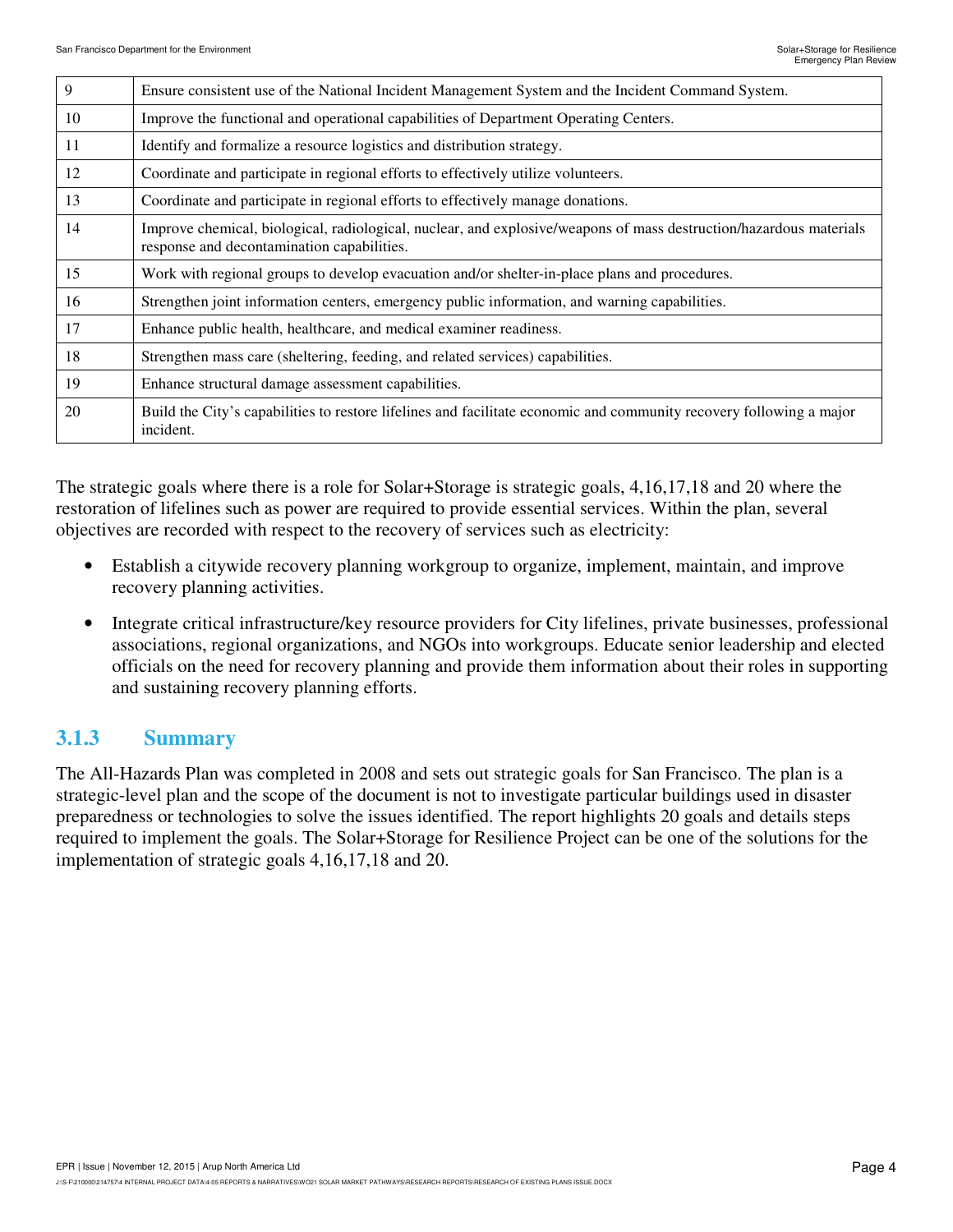| | |
|---|---|
| 9 | Ensure consistent use of the National Incident Management System and the Incident Command System. |
| 10 | Improve the functional and operational capabilities of Department Operating Centers. |
| 11 | Identify and formalize a resource logistics and distribution strategy. |
| 12 | Coordinate and participate in regional efforts to effectively utilize volunteers. |
| 13 | Coordinate and participate in regional efforts to effectively manage donations. |
| 14 | Improve chemical, biological, radiological, nuclear, and explosive/weapons of mass destruction/hazardous materials response and decontamination capabilities. |
| 15 | Work with regional groups to develop evacuation and/or shelter-in-place plans and procedures. |
| 16 | Strengthen joint information centers, emergency public information, and warning capabilities. |
| 17 | Enhance public health, healthcare, and medical examiner readiness. |
| 18 | Strengthen mass care (sheltering, feeding, and related services) capabilities. |
| 19 | Enhance structural damage assessment capabilities. |
| 20 | Build the City's capabilities to restore lifelines and facilitate economic and community recovery following a major incident. |

The strategic goals where there is a role for Solar+Storage is strategic goals, 4,16,17,18 and 20 where the restoration of lifelines such as power are required to provide essential services. Within the plan, several objectives are recorded with respect to the recovery of services such as electricity:

- Establish a citywide recovery planning workgroup to organize, implement, maintain, and improve recovery planning activities.
- Integrate critical infrastructure/key resource providers for City lifelines, private businesses, professional associations, regional organizations, and NGOs into workgroups. Educate senior leadership and elected officials on the need for recovery planning and provide them information about their roles in supporting and sustaining recovery planning efforts.

### 3.1.3 Summary

The All-Hazards Plan was completed in 2008 and sets out strategic goals for San Francisco. The plan is a strategic-level plan and the scope of the document is not to investigate particular buildings used in disaster preparedness or technologies to solve the issues identified. The report highlights 20 goals and details steps required to implement the goals. The Solar+Storage for Resilience Project can be one of the solutions for the implementation of strategic goals 4,16,17,18 and 20.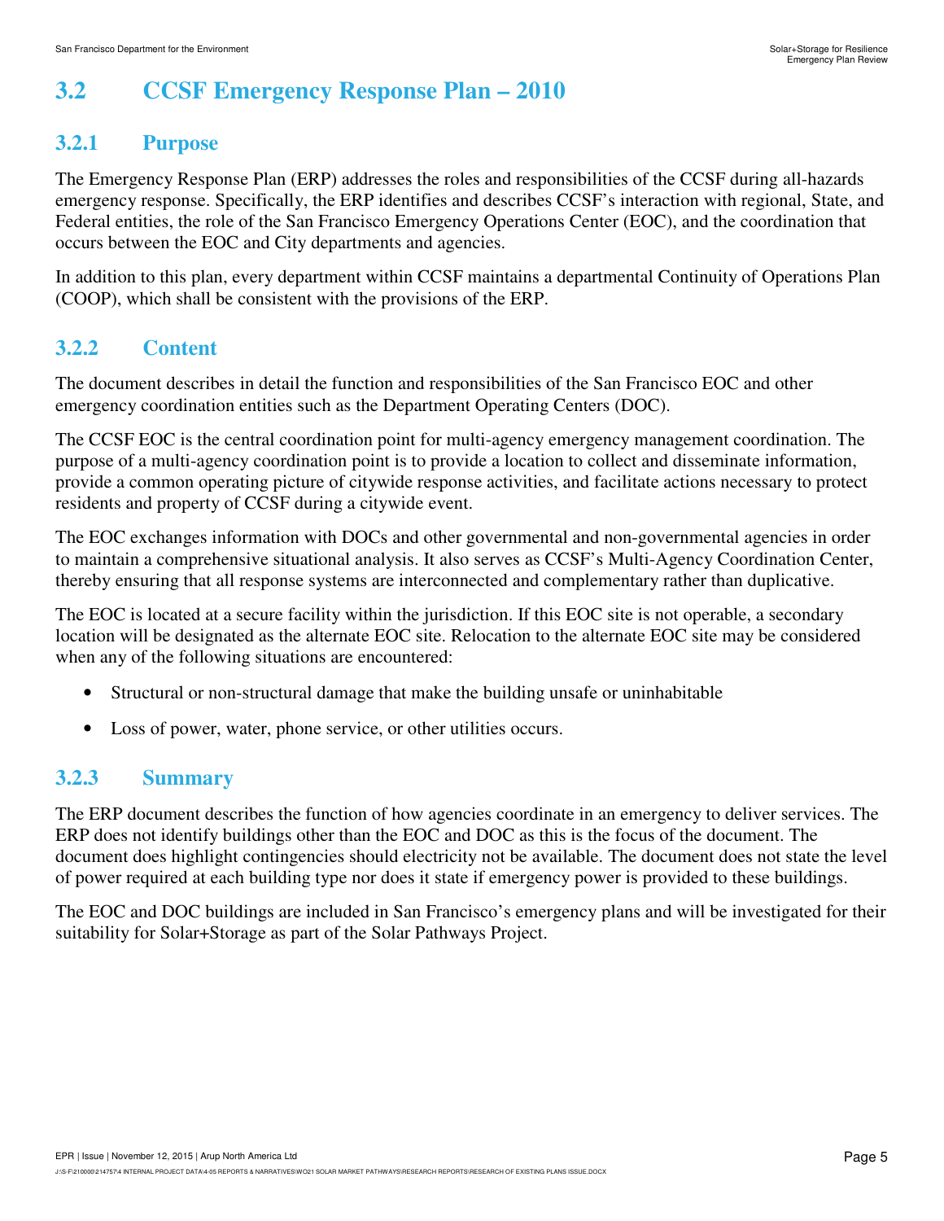## 3.2 CCSF Emergency Response Plan – 2010

### 3.2.1 Purpose

The Emergency Response Plan (ERP) addresses the roles and responsibilities of the CCSF during all-hazards emergency response. Specifically, the ERP identifies and describes CCSF's interaction with regional, State, and Federal entities, the role of the San Francisco Emergency Operations Center (EOC), and the coordination that occurs between the EOC and City departments and agencies.

In addition to this plan, every department within CCSF maintains a departmental Continuity of Operations Plan (COOP), which shall be consistent with the provisions of the ERP.

### 3.2.2 Content

The document describes in detail the function and responsibilities of the San Francisco EOC and other emergency coordination entities such as the Department Operating Centers (DOC).

The CCSF EOC is the central coordination point for multi-agency emergency management coordination. The purpose of a multi-agency coordination point is to provide a location to collect and disseminate information, provide a common operating picture of citywide response activities, and facilitate actions necessary to protect residents and property of CCSF during a citywide event.

The EOC exchanges information with DOCs and other governmental and non-governmental agencies in order to maintain a comprehensive situational analysis. It also serves as CCSF's Multi-Agency Coordination Center, thereby ensuring that all response systems are interconnected and complementary rather than duplicative.

The EOC is located at a secure facility within the jurisdiction. If this EOC site is not operable, a secondary location will be designated as the alternate EOC site. Relocation to the alternate EOC site may be considered when any of the following situations are encountered:

- Structural or non-structural damage that make the building unsafe or uninhabitable
- Loss of power, water, phone service, or other utilities occurs.

### 3.2.3 Summary

The ERP document describes the function of how agencies coordinate in an emergency to deliver services. The ERP does not identify buildings other than the EOC and DOC as this is the focus of the document. The document does highlight contingencies should electricity not be available. The document does not state the level of power required at each building type nor does it state if emergency power is provided to these buildings.

The EOC and DOC buildings are included in San Francisco's emergency plans and will be investigated for their suitability for Solar+Storage as part of the Solar Pathways Project.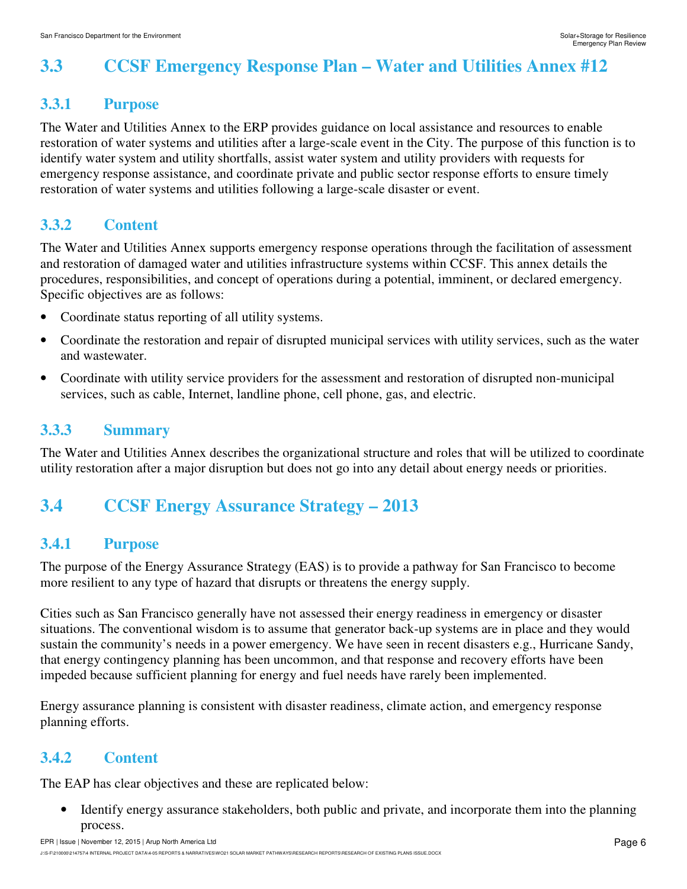## 3.3 CCSF Emergency Response Plan – Water and Utilities Annex #12

### 3.3.1 Purpose

The Water and Utilities Annex to the ERP provides guidance on local assistance and resources to enable restoration of water systems and utilities after a large-scale event in the City. The purpose of this function is to identify water system and utility shortfalls, assist water system and utility providers with requests for emergency response assistance, and coordinate private and public sector response efforts to ensure timely restoration of water systems and utilities following a large-scale disaster or event.

### 3.3.2 Content

The Water and Utilities Annex supports emergency response operations through the facilitation of assessment and restoration of damaged water and utilities infrastructure systems within CCSF. This annex details the procedures, responsibilities, and concept of operations during a potential, imminent, or declared emergency. Specific objectives are as follows:

- Coordinate status reporting of all utility systems.
- Coordinate the restoration and repair of disrupted municipal services with utility services, such as the water and wastewater.
- Coordinate with utility service providers for the assessment and restoration of disrupted non-municipal services, such as cable, Internet, landline phone, cell phone, gas, and electric.

### 3.3.3 Summary

The Water and Utilities Annex describes the organizational structure and roles that will be utilized to coordinate utility restoration after a major disruption but does not go into any detail about energy needs or priorities.

## 3.4 CCSF Energy Assurance Strategy – 2013

### 3.4.1 Purpose

The purpose of the Energy Assurance Strategy (EAS) is to provide a pathway for San Francisco to become more resilient to any type of hazard that disrupts or threatens the energy supply.

Cities such as San Francisco generally have not assessed their energy readiness in emergency or disaster situations. The conventional wisdom is to assume that generator back-up systems are in place and they would sustain the community's needs in a power emergency. We have seen in recent disasters e.g., Hurricane Sandy, that energy contingency planning has been uncommon, and that response and recovery efforts have been impeded because sufficient planning for energy and fuel needs have rarely been implemented.

Energy assurance planning is consistent with disaster readiness, climate action, and emergency response planning efforts.

### 3.4.2 Content

The EAP has clear objectives and these are replicated below:

- Identify energy assurance stakeholders, both public and private, and incorporate them into the planning process.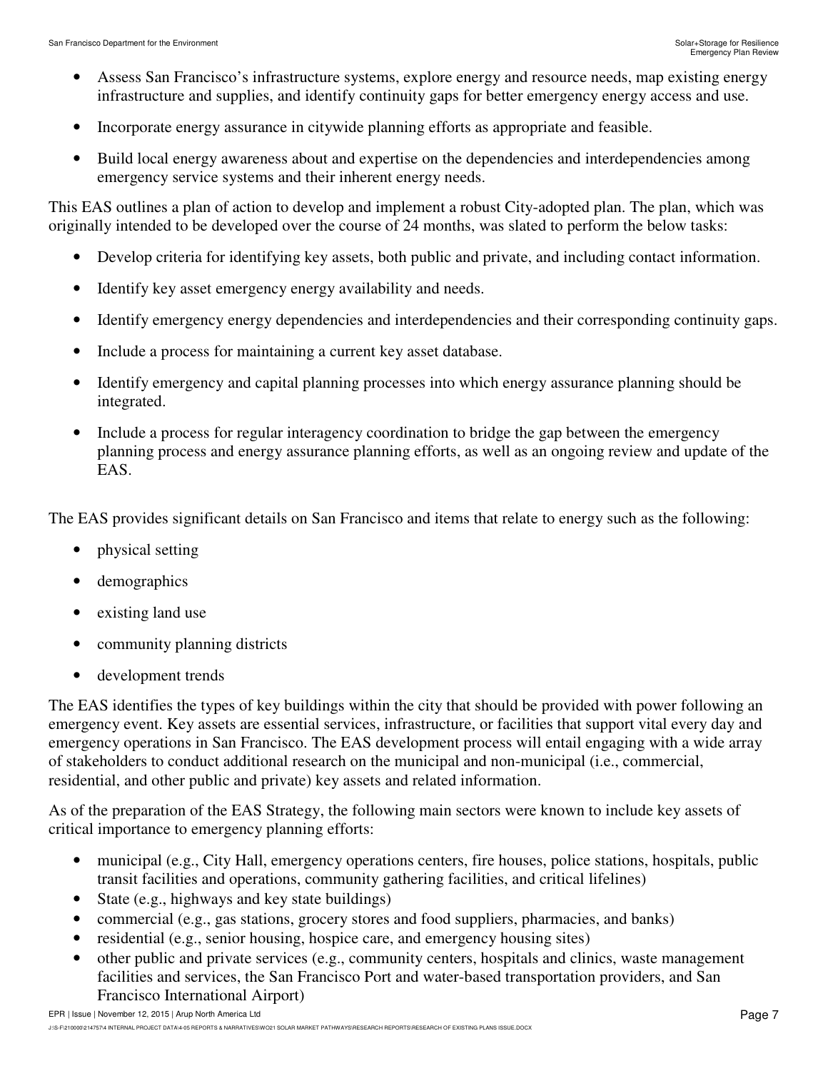- Assess San Francisco's infrastructure systems, explore energy and resource needs, map existing energy infrastructure and supplies, and identify continuity gaps for better emergency energy access and use.
- Incorporate energy assurance in citywide planning efforts as appropriate and feasible.
- Build local energy awareness about and expertise on the dependencies and interdependencies among emergency service systems and their inherent energy needs.

This EAS outlines a plan of action to develop and implement a robust City-adopted plan. The plan, which was originally intended to be developed over the course of 24 months, was slated to perform the below tasks:

- Develop criteria for identifying key assets, both public and private, and including contact information.
- Identify key asset emergency energy availability and needs.
- Identify emergency energy dependencies and interdependencies and their corresponding continuity gaps.
- Include a process for maintaining a current key asset database.
- Identify emergency and capital planning processes into which energy assurance planning should be integrated.
- Include a process for regular interagency coordination to bridge the gap between the emergency planning process and energy assurance planning efforts, as well as an ongoing review and update of the EAS.

The EAS provides significant details on San Francisco and items that relate to energy such as the following:

- physical setting
- demographics
- existing land use
- community planning districts
- development trends

The EAS identifies the types of key buildings within the city that should be provided with power following an emergency event. Key assets are essential services, infrastructure, or facilities that support vital every day and emergency operations in San Francisco. The EAS development process will entail engaging with a wide array of stakeholders to conduct additional research on the municipal and non-municipal (i.e., commercial, residential, and other public and private) key assets and related information.

As of the preparation of the EAS Strategy, the following main sectors were known to include key assets of critical importance to emergency planning efforts:

- municipal (e.g., City Hall, emergency operations centers, fire houses, police stations, hospitals, public transit facilities and operations, community gathering facilities, and critical lifelines)
- State (e.g., highways and key state buildings)
- commercial (e.g., gas stations, grocery stores and food suppliers, pharmacies, and banks)
- residential (e.g., senior housing, hospice care, and emergency housing sites)
- other public and private services (e.g., community centers, hospitals and clinics, waste management facilities and services, the San Francisco Port and water-based transportation providers, and San Francisco International Airport)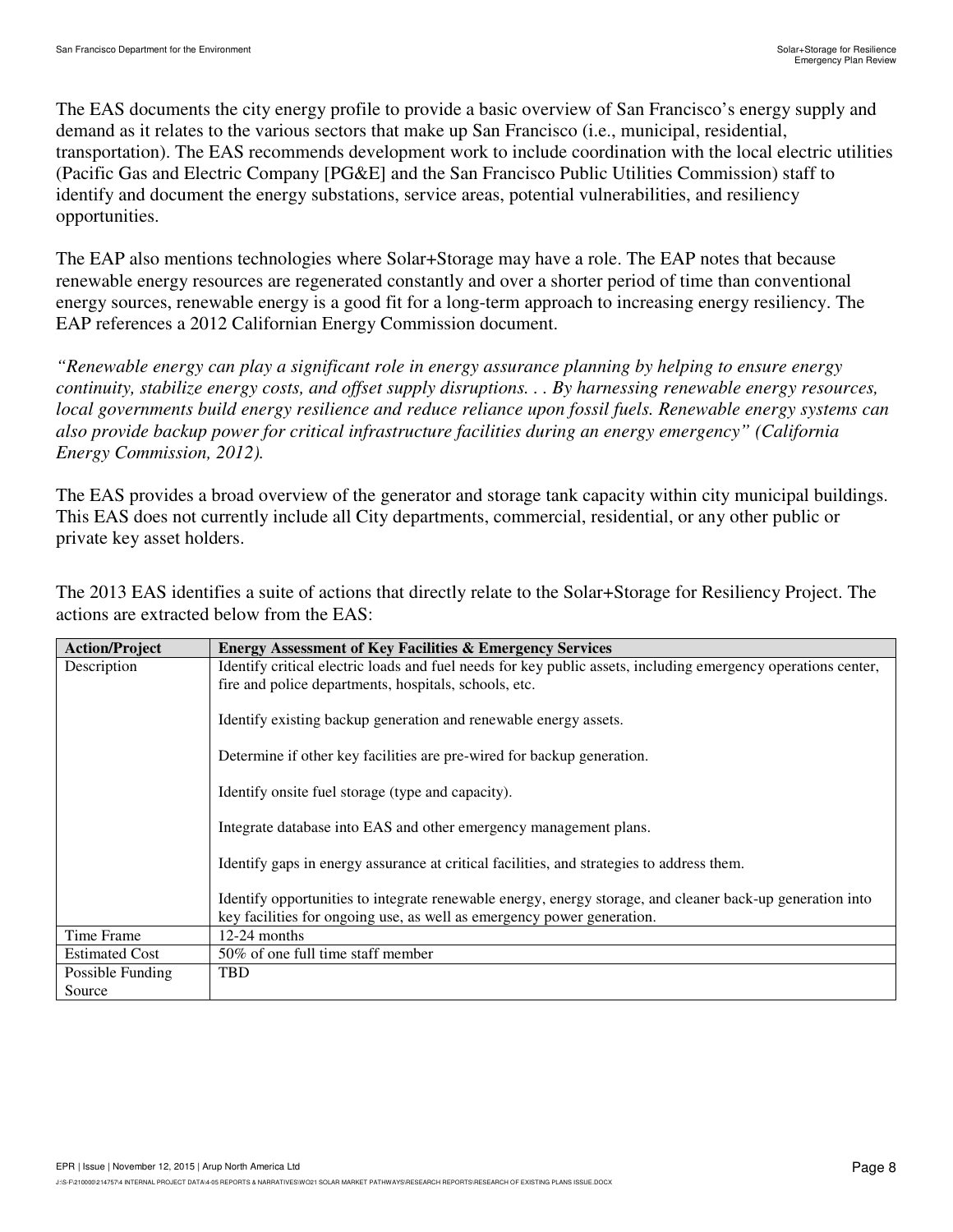The EAS documents the city energy profile to provide a basic overview of San Francisco's energy supply and demand as it relates to the various sectors that make up San Francisco (i.e., municipal, residential, transportation). The EAS recommends development work to include coordination with the local electric utilities (Pacific Gas and Electric Company [PG&E] and the San Francisco Public Utilities Commission) staff to identify and document the energy substations, service areas, potential vulnerabilities, and resiliency opportunities.

The EAP also mentions technologies where Solar+Storage may have a role. The EAP notes that because renewable energy resources are regenerated constantly and over a shorter period of time than conventional energy sources, renewable energy is a good fit for a long-term approach to increasing energy resiliency. The EAP references a 2012 Californian Energy Commission document.

*"Renewable energy can play a significant role in energy assurance planning by helping to ensure energy continuity, stabilize energy costs, and offset supply disruptions. . . By harnessing renewable energy resources, local governments build energy resilience and reduce reliance upon fossil fuels. Renewable energy systems can also provide backup power for critical infrastructure facilities during an energy emergency" (California Energy Commission, 2012).*

The EAS provides a broad overview of the generator and storage tank capacity within city municipal buildings. This EAS does not currently include all City departments, commercial, residential, or any other public or private key asset holders.

The 2013 EAS identifies a suite of actions that directly relate to the Solar+Storage for Resiliency Project. The actions are extracted below from the EAS:

| **Action/Project** | **Energy Assessment of Key Facilities & Emergency Services** |
|---|---|
| Description | Identify critical electric loads and fuel needs for key public assets, including emergency operations center, fire and police departments, hospitals, schools, etc.<br><br>Identify existing backup generation and renewable energy assets.<br><br>Determine if other key facilities are pre-wired for backup generation.<br><br>Identify onsite fuel storage (type and capacity).<br><br>Integrate database into EAS and other emergency management plans.<br><br>Identify gaps in energy assurance at critical facilities, and strategies to address them.<br><br>Identify opportunities to integrate renewable energy, energy storage, and cleaner back-up generation into key facilities for ongoing use, as well as emergency power generation. |
| Time Frame | 12-24 months |
| Estimated Cost | 50% of one full time staff member |
| Possible Funding Source | TBD |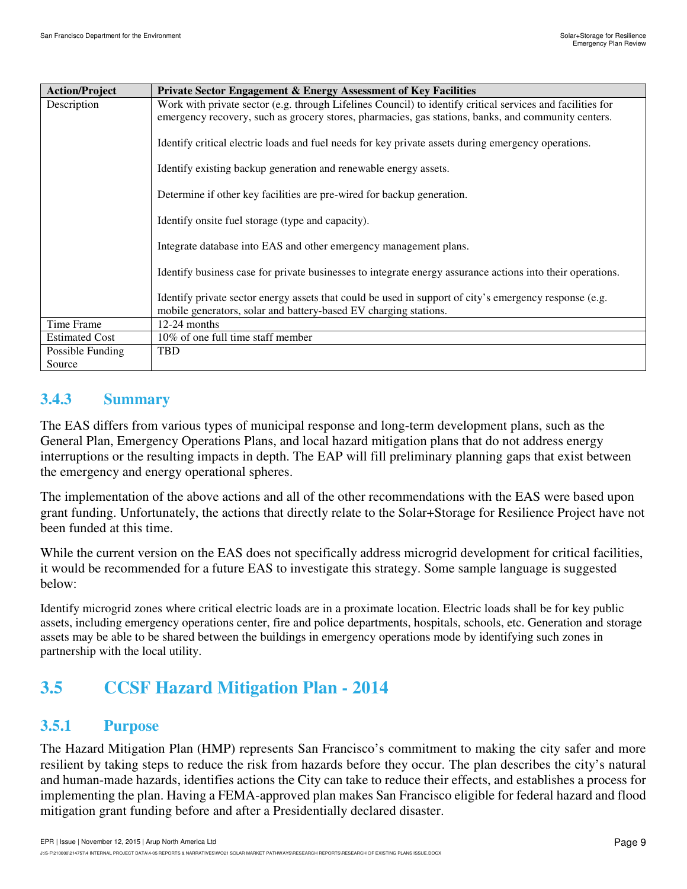| Action/Project | Private Sector Engagement & Energy Assessment of Key Facilities |
|---|---|
| Description | Work with private sector (e.g. through Lifelines Council) to identify critical services and facilities for emergency recovery, such as grocery stores, pharmacies, gas stations, banks, and community centers.<br><br>Identify critical electric loads and fuel needs for key private assets during emergency operations.<br><br>Identify existing backup generation and renewable energy assets.<br><br>Determine if other key facilities are pre-wired for backup generation.<br><br>Identify onsite fuel storage (type and capacity).<br><br>Integrate database into EAS and other emergency management plans.<br><br>Identify business case for private businesses to integrate energy assurance actions into their operations.<br><br>Identify private sector energy assets that could be used in support of city's emergency response (e.g. mobile generators, solar and battery-based EV charging stations. |
| Time Frame | 12-24 months |
| Estimated Cost | 10% of one full time staff member |
| Possible Funding Source | TBD |

### 3.4.3 Summary

The EAS differs from various types of municipal response and long-term development plans, such as the General Plan, Emergency Operations Plans, and local hazard mitigation plans that do not address energy interruptions or the resulting impacts in depth. The EAP will fill preliminary planning gaps that exist between the emergency and energy operational spheres.

The implementation of the above actions and all of the other recommendations with the EAS were based upon grant funding. Unfortunately, the actions that directly relate to the Solar+Storage for Resilience Project have not been funded at this time.

While the current version on the EAS does not specifically address microgrid development for critical facilities, it would be recommended for a future EAS to investigate this strategy. Some sample language is suggested below:

Identify microgrid zones where critical electric loads are in a proximate location. Electric loads shall be for key public assets, including emergency operations center, fire and police departments, hospitals, schools, etc. Generation and storage assets may be able to be shared between the buildings in emergency operations mode by identifying such zones in partnership with the local utility.

## 3.5 CCSF Hazard Mitigation Plan - 2014

### 3.5.1 Purpose

The Hazard Mitigation Plan (HMP) represents San Francisco's commitment to making the city safer and more resilient by taking steps to reduce the risk from hazards before they occur. The plan describes the city's natural and human-made hazards, identifies actions the City can take to reduce their effects, and establishes a process for implementing the plan. Having a FEMA-approved plan makes San Francisco eligible for federal hazard and flood mitigation grant funding before and after a Presidentially declared disaster.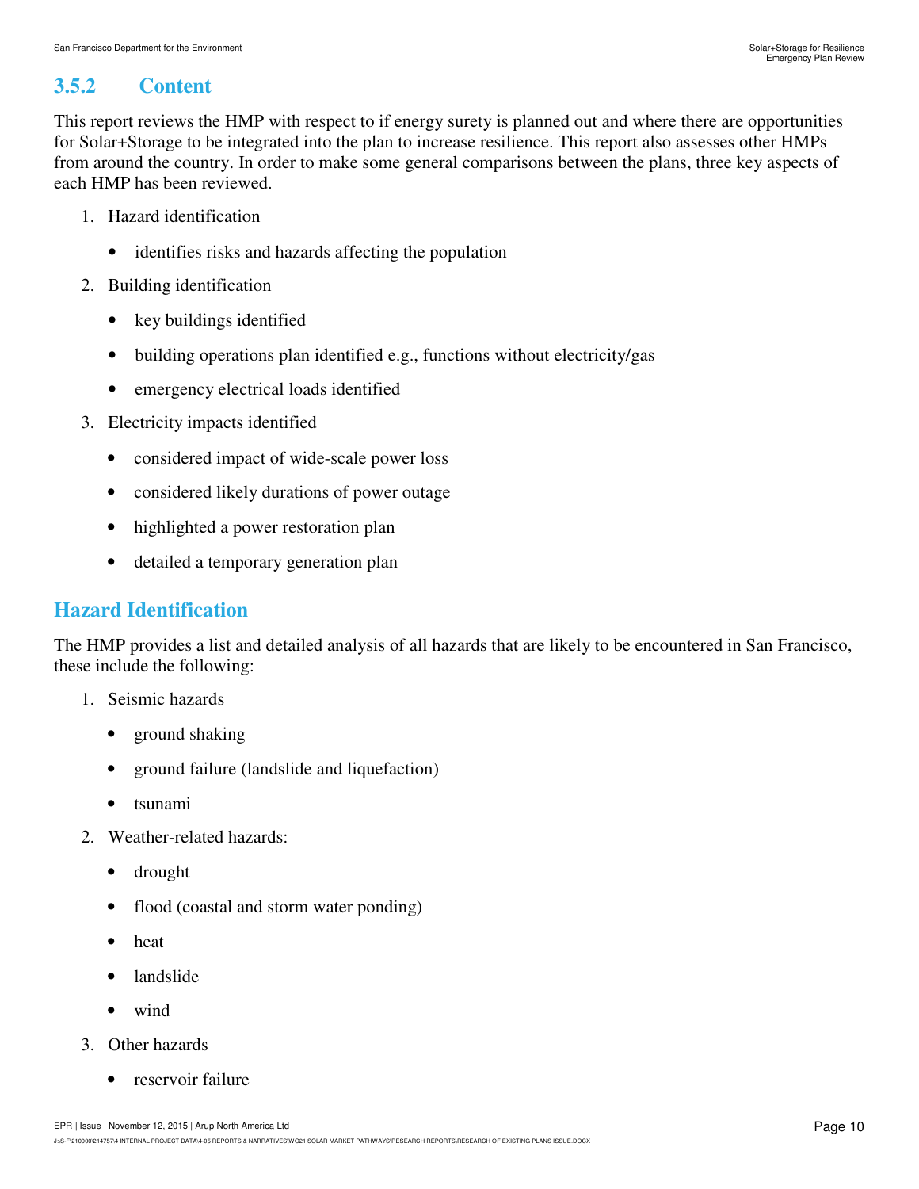### 3.5.2 Content

This report reviews the HMP with respect to if energy surety is planned out and where there are opportunities for Solar+Storage to be integrated into the plan to increase resilience. This report also assesses other HMPs from around the country. In order to make some general comparisons between the plans, three key aspects of each HMP has been reviewed.

1. Hazard identification
   - identifies risks and hazards affecting the population
2. Building identification
   - key buildings identified
   - building operations plan identified e.g., functions without electricity/gas
   - emergency electrical loads identified
3. Electricity impacts identified
   - considered impact of wide-scale power loss
   - considered likely durations of power outage
   - highlighted a power restoration plan
   - detailed a temporary generation plan

## Hazard Identification

The HMP provides a list and detailed analysis of all hazards that are likely to be encountered in San Francisco, these include the following:

1. Seismic hazards
   - ground shaking
   - ground failure (landslide and liquefaction)
   - tsunami
2. Weather-related hazards:
   - drought
   - flood (coastal and storm water ponding)
   - heat
   - landslide
   - wind
3. Other hazards
   - reservoir failure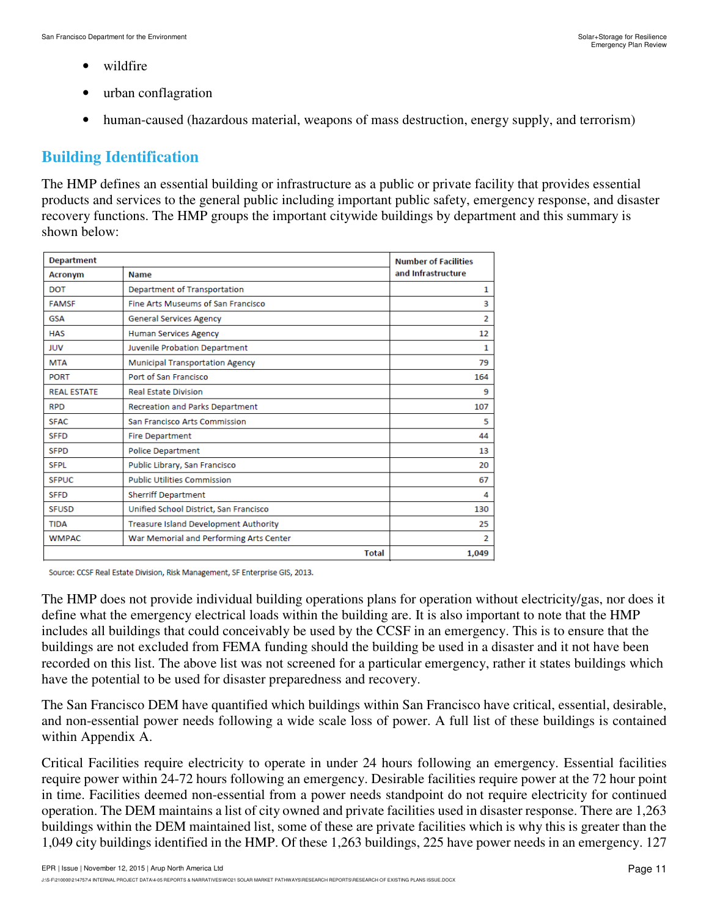- wildfire
- urban conflagration
- human-caused (hazardous material, weapons of mass destruction, energy supply, and terrorism)

## Building Identification

The HMP defines an essential building or infrastructure as a public or private facility that provides essential products and services to the general public including important public safety, emergency response, and disaster recovery functions. The HMP groups the important citywide buildings by department and this summary is shown below:

| Department | | Number of Facilities and Infrastructure |
|---|---|---|
| Acronym | Name | |
| DOT | Department of Transportation | 1 |
| FAMSF | Fine Arts Museums of San Francisco | 3 |
| GSA | General Services Agency | 2 |
| HAS | Human Services Agency | 12 |
| JUV | Juvenile Probation Department | 1 |
| MTA | Municipal Transportation Agency | 79 |
| PORT | Port of San Francisco | 164 |
| REAL ESTATE | Real Estate Division | 9 |
| RPD | Recreation and Parks Department | 107 |
| SFAC | San Francisco Arts Commission | 5 |
| SFFD | Fire Department | 44 |
| SFPD | Police Department | 13 |
| SFPL | Public Library, San Francisco | 20 |
| SFPUC | Public Utilities Commission | 67 |
| SFFD | Sherriff Department | 4 |
| SFUSD | Unified School District, San Francisco | 130 |
| TIDA | Treasure Island Development Authority | 25 |
| WMPAC | War Memorial and Performing Arts Center | 2 |
| | Total | 1,049 |

Source: CCSF Real Estate Division, Risk Management, SF Enterprise GIS, 2013.

The HMP does not provide individual building operations plans for operation without electricity/gas, nor does it define what the emergency electrical loads within the building are. It is also important to note that the HMP includes all buildings that could conceivably be used by the CCSF in an emergency. This is to ensure that the buildings are not excluded from FEMA funding should the building be used in a disaster and it not have been recorded on this list. The above list was not screened for a particular emergency, rather it states buildings which have the potential to be used for disaster preparedness and recovery.

The San Francisco DEM have quantified which buildings within San Francisco have critical, essential, desirable, and non-essential power needs following a wide scale loss of power. A full list of these buildings is contained within Appendix A.

Critical Facilities require electricity to operate in under 24 hours following an emergency. Essential facilities require power within 24-72 hours following an emergency. Desirable facilities require power at the 72 hour point in time. Facilities deemed non-essential from a power needs standpoint do not require electricity for continued operation. The DEM maintains a list of city owned and private facilities used in disaster response. There are 1,263 buildings within the DEM maintained list, some of these are private facilities which is why this is greater than the 1,049 city buildings identified in the HMP. Of these 1,263 buildings, 225 have power needs in an emergency. 127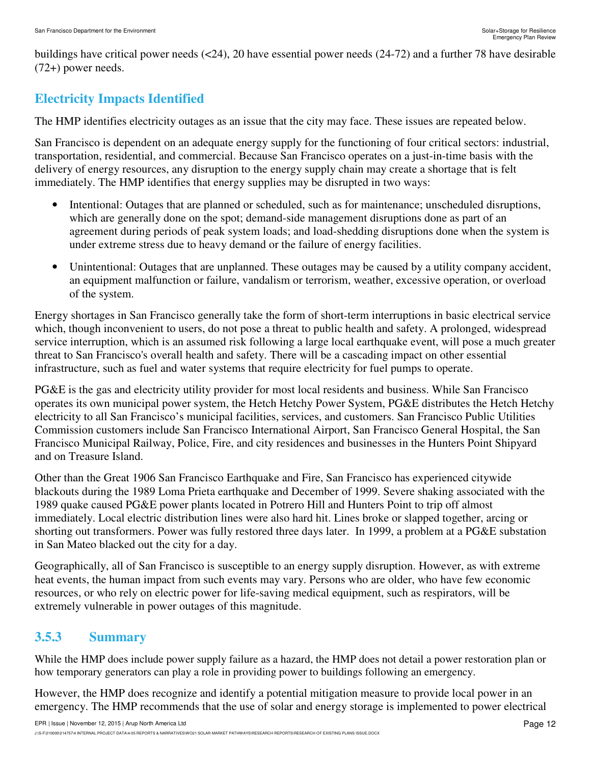buildings have critical power needs (<24), 20 have essential power needs (24-72) and a further 78 have desirable (72+) power needs.

## Electricity Impacts Identified

The HMP identifies electricity outages as an issue that the city may face. These issues are repeated below.

San Francisco is dependent on an adequate energy supply for the functioning of four critical sectors: industrial, transportation, residential, and commercial. Because San Francisco operates on a just-in-time basis with the delivery of energy resources, any disruption to the energy supply chain may create a shortage that is felt immediately. The HMP identifies that energy supplies may be disrupted in two ways:

- Intentional: Outages that are planned or scheduled, such as for maintenance; unscheduled disruptions, which are generally done on the spot; demand-side management disruptions done as part of an agreement during periods of peak system loads; and load-shedding disruptions done when the system is under extreme stress due to heavy demand or the failure of energy facilities.
- Unintentional: Outages that are unplanned. These outages may be caused by a utility company accident, an equipment malfunction or failure, vandalism or terrorism, weather, excessive operation, or overload of the system.

Energy shortages in San Francisco generally take the form of short-term interruptions in basic electrical service which, though inconvenient to users, do not pose a threat to public health and safety. A prolonged, widespread service interruption, which is an assumed risk following a large local earthquake event, will pose a much greater threat to San Francisco's overall health and safety. There will be a cascading impact on other essential infrastructure, such as fuel and water systems that require electricity for fuel pumps to operate.

PG&E is the gas and electricity utility provider for most local residents and business. While San Francisco operates its own municipal power system, the Hetch Hetchy Power System, PG&E distributes the Hetch Hetchy electricity to all San Francisco's municipal facilities, services, and customers. San Francisco Public Utilities Commission customers include San Francisco International Airport, San Francisco General Hospital, the San Francisco Municipal Railway, Police, Fire, and city residences and businesses in the Hunters Point Shipyard and on Treasure Island.

Other than the Great 1906 San Francisco Earthquake and Fire, San Francisco has experienced citywide blackouts during the 1989 Loma Prieta earthquake and December of 1999. Severe shaking associated with the 1989 quake caused PG&E power plants located in Potrero Hill and Hunters Point to trip off almost immediately. Local electric distribution lines were also hard hit. Lines broke or slapped together, arcing or shorting out transformers. Power was fully restored three days later. In 1999, a problem at a PG&E substation in San Mateo blacked out the city for a day.

Geographically, all of San Francisco is susceptible to an energy supply disruption. However, as with extreme heat events, the human impact from such events may vary. Persons who are older, who have few economic resources, or who rely on electric power for life-saving medical equipment, such as respirators, will be extremely vulnerable in power outages of this magnitude.

### 3.5.3 Summary

While the HMP does include power supply failure as a hazard, the HMP does not detail a power restoration plan or how temporary generators can play a role in providing power to buildings following an emergency.

However, the HMP does recognize and identify a potential mitigation measure to provide local power in an emergency. The HMP recommends that the use of solar and energy storage is implemented to power electrical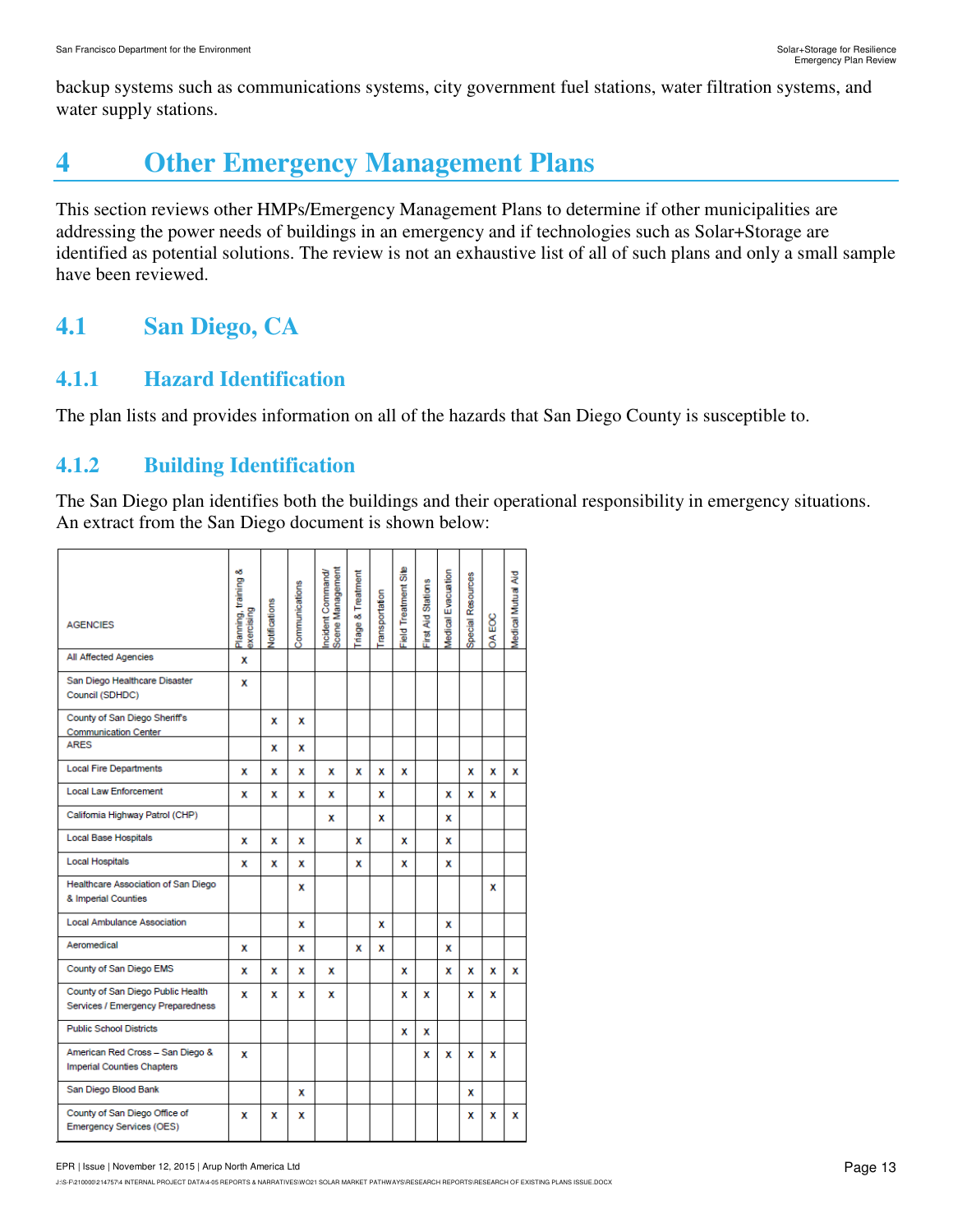backup systems such as communications systems, city government fuel stations, water filtration systems, and water supply stations.

# 4 Other Emergency Management Plans

This section reviews other HMPs/Emergency Management Plans to determine if other municipalities are addressing the power needs of buildings in an emergency and if technologies such as Solar+Storage are identified as potential solutions. The review is not an exhaustive list of all of such plans and only a small sample have been reviewed.

## 4.1 San Diego, CA

### 4.1.1 Hazard Identification

The plan lists and provides information on all of the hazards that San Diego County is susceptible to.

### 4.1.2 Building Identification

The San Diego plan identifies both the buildings and their operational responsibility in emergency situations. An extract from the San Diego document is shown below:

| AGENCIES | Planning, training & exercising | Notifications | Communications | Incident Command/ Scene Management | Triage & Treatment | Transportation | Field Treatment Site | First Aid Stations | Medical Evacuation | Special Resources | OA EOC | Medical Mutual Aid |
|---|---|---|---|---|---|---|---|---|---|---|---|---|
| All Affected Agencies | x | | | | | | | | | | | |
| San Diego Healthcare Disaster Council (SDHDC) | x | | | | | | | | | | | |
| County of San Diego Sheriff's Communication Center | | x | x | | | | | | | | | |
| ARES | | x | x | | | | | | | | | |
| Local Fire Departments | x | x | x | x | x | x | x | | | x | x | x |
| Local Law Enforcement | x | x | x | x | | x | | | x | x | x | |
| California Highway Patrol (CHP) | | | | x | | x | | | x | | | |
| Local Base Hospitals | x | x | x | | x | | x | | x | | | |
| Local Hospitals | x | x | x | | x | | x | | x | | | |
| Healthcare Association of San Diego & Imperial Counties | | | x | | | | | | | | x | |
| Local Ambulance Association | | | x | | | x | | | x | | | |
| Aeromedical | x | | x | | x | x | | | x | | | |
| County of San Diego EMS | x | x | x | x | | | x | | x | x | x | x |
| County of San Diego Public Health Services / Emergency Preparedness | x | x | x | x | | | x | x | | x | x | |
| Public School Districts | | | | | | | x | x | | | | |
| American Red Cross – San Diego & Imperial Counties Chapters | x | | | | | | | x | x | x | x | |
| San Diego Blood Bank | | | x | | | | | | | x | | |
| County of San Diego Office of Emergency Services (OES) | x | x | x | | | | | | | x | x | x |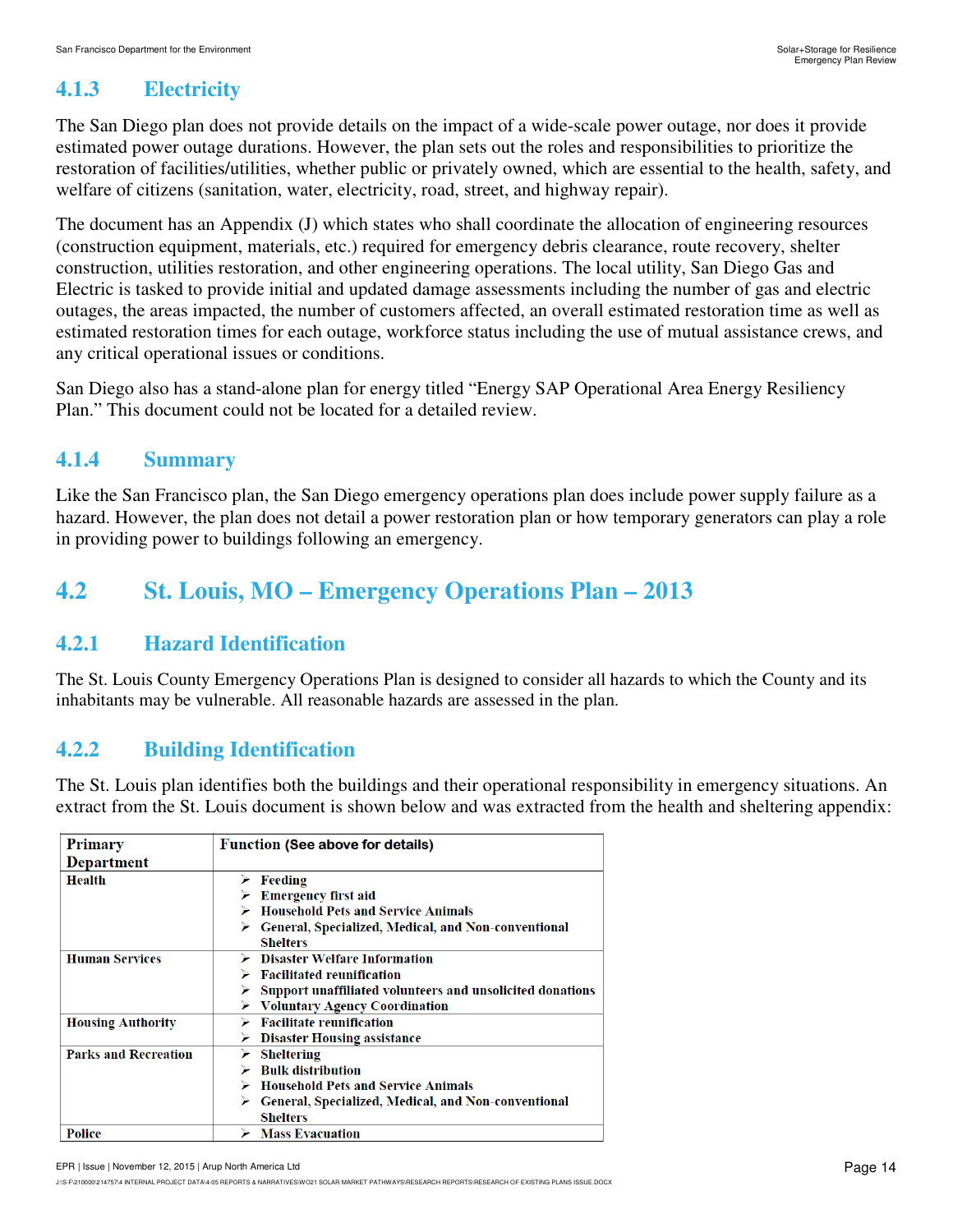### 4.1.3 Electricity

The San Diego plan does not provide details on the impact of a wide-scale power outage, nor does it provide estimated power outage durations. However, the plan sets out the roles and responsibilities to prioritize the restoration of facilities/utilities, whether public or privately owned, which are essential to the health, safety, and welfare of citizens (sanitation, water, electricity, road, street, and highway repair).

The document has an Appendix (J) which states who shall coordinate the allocation of engineering resources (construction equipment, materials, etc.) required for emergency debris clearance, route recovery, shelter construction, utilities restoration, and other engineering operations. The local utility, San Diego Gas and Electric is tasked to provide initial and updated damage assessments including the number of gas and electric outages, the areas impacted, the number of customers affected, an overall estimated restoration time as well as estimated restoration times for each outage, workforce status including the use of mutual assistance crews, and any critical operational issues or conditions.

San Diego also has a stand-alone plan for energy titled "Energy SAP Operational Area Energy Resiliency Plan." This document could not be located for a detailed review.

### 4.1.4 Summary

Like the San Francisco plan, the San Diego emergency operations plan does include power supply failure as a hazard. However, the plan does not detail a power restoration plan or how temporary generators can play a role in providing power to buildings following an emergency.

## 4.2 St. Louis, MO – Emergency Operations Plan – 2013

### 4.2.1 Hazard Identification

The St. Louis County Emergency Operations Plan is designed to consider all hazards to which the County and its inhabitants may be vulnerable. All reasonable hazards are assessed in the plan.

### 4.2.2 Building Identification

The St. Louis plan identifies both the buildings and their operational responsibility in emergency situations. An extract from the St. Louis document is shown below and was extracted from the health and sheltering appendix:

| Primary Department | Function (See above for details) |
|---|---|
| Health | ➢ Feeding<br>➢ Emergency first aid<br>➢ Household Pets and Service Animals<br>➢ General, Specialized, Medical, and Non-conventional Shelters |
| Human Services | ➢ Disaster Welfare Information<br>➢ Facilitated reunification<br>➢ Support unaffiliated volunteers and unsolicited donations<br>➢ Voluntary Agency Coordination |
| Housing Authority | ➢ Facilitate reunification<br>➢ Disaster Housing assistance |
| Parks and Recreation | ➢ Sheltering<br>➢ Bulk distribution<br>➢ Household Pets and Service Animals<br>➢ General, Specialized, Medical, and Non-conventional Shelters |
| Police | ➢ Mass Evacuation |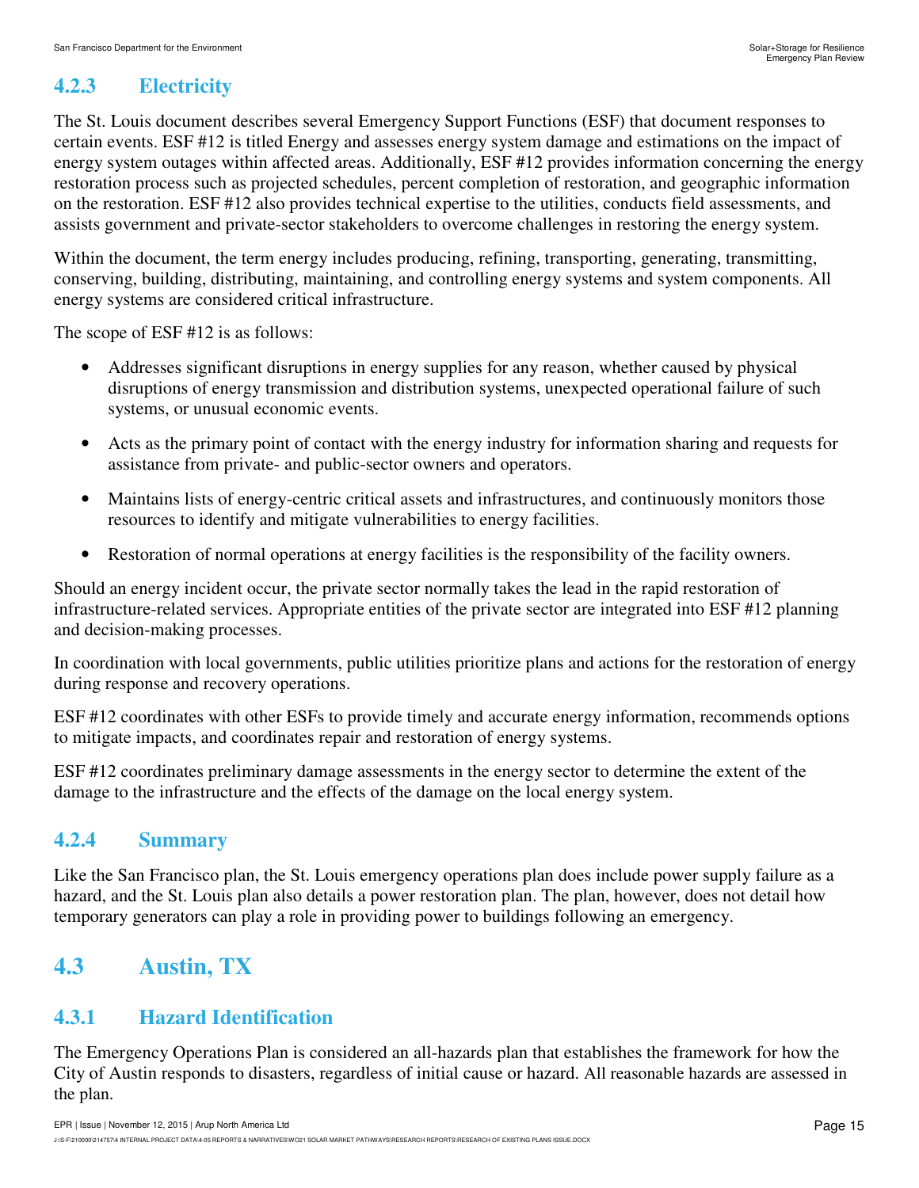### 4.2.3 Electricity

The St. Louis document describes several Emergency Support Functions (ESF) that document responses to certain events. ESF #12 is titled Energy and assesses energy system damage and estimations on the impact of energy system outages within affected areas. Additionally, ESF #12 provides information concerning the energy restoration process such as projected schedules, percent completion of restoration, and geographic information on the restoration. ESF #12 also provides technical expertise to the utilities, conducts field assessments, and assists government and private-sector stakeholders to overcome challenges in restoring the energy system.

Within the document, the term energy includes producing, refining, transporting, generating, transmitting, conserving, building, distributing, maintaining, and controlling energy systems and system components. All energy systems are considered critical infrastructure.

The scope of ESF #12 is as follows:

- Addresses significant disruptions in energy supplies for any reason, whether caused by physical disruptions of energy transmission and distribution systems, unexpected operational failure of such systems, or unusual economic events.
- Acts as the primary point of contact with the energy industry for information sharing and requests for assistance from private- and public-sector owners and operators.
- Maintains lists of energy-centric critical assets and infrastructures, and continuously monitors those resources to identify and mitigate vulnerabilities to energy facilities.
- Restoration of normal operations at energy facilities is the responsibility of the facility owners.

Should an energy incident occur, the private sector normally takes the lead in the rapid restoration of infrastructure-related services. Appropriate entities of the private sector are integrated into ESF #12 planning and decision-making processes.

In coordination with local governments, public utilities prioritize plans and actions for the restoration of energy during response and recovery operations.

ESF #12 coordinates with other ESFs to provide timely and accurate energy information, recommends options to mitigate impacts, and coordinates repair and restoration of energy systems.

ESF #12 coordinates preliminary damage assessments in the energy sector to determine the extent of the damage to the infrastructure and the effects of the damage on the local energy system.

### 4.2.4 Summary

Like the San Francisco plan, the St. Louis emergency operations plan does include power supply failure as a hazard, and the St. Louis plan also details a power restoration plan. The plan, however, does not detail how temporary generators can play a role in providing power to buildings following an emergency.

## 4.3 Austin, TX

### 4.3.1 Hazard Identification

The Emergency Operations Plan is considered an all-hazards plan that establishes the framework for how the City of Austin responds to disasters, regardless of initial cause or hazard. All reasonable hazards are assessed in the plan.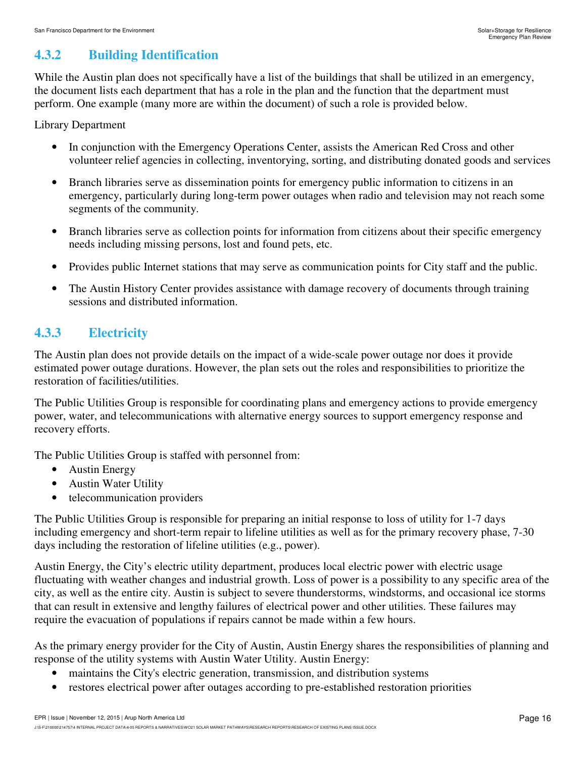### 4.3.2 Building Identification

While the Austin plan does not specifically have a list of the buildings that shall be utilized in an emergency, the document lists each department that has a role in the plan and the function that the department must perform. One example (many more are within the document) of such a role is provided below.

Library Department

- In conjunction with the Emergency Operations Center, assists the American Red Cross and other volunteer relief agencies in collecting, inventorying, sorting, and distributing donated goods and services
- Branch libraries serve as dissemination points for emergency public information to citizens in an emergency, particularly during long-term power outages when radio and television may not reach some segments of the community.
- Branch libraries serve as collection points for information from citizens about their specific emergency needs including missing persons, lost and found pets, etc.
- Provides public Internet stations that may serve as communication points for City staff and the public.
- The Austin History Center provides assistance with damage recovery of documents through training sessions and distributed information.

### 4.3.3 Electricity

The Austin plan does not provide details on the impact of a wide-scale power outage nor does it provide estimated power outage durations. However, the plan sets out the roles and responsibilities to prioritize the restoration of facilities/utilities.

The Public Utilities Group is responsible for coordinating plans and emergency actions to provide emergency power, water, and telecommunications with alternative energy sources to support emergency response and recovery efforts.

The Public Utilities Group is staffed with personnel from:

- Austin Energy
- Austin Water Utility
- telecommunication providers

The Public Utilities Group is responsible for preparing an initial response to loss of utility for 1-7 days including emergency and short-term repair to lifeline utilities as well as for the primary recovery phase, 7-30 days including the restoration of lifeline utilities (e.g., power).

Austin Energy, the City's electric utility department, produces local electric power with electric usage fluctuating with weather changes and industrial growth. Loss of power is a possibility to any specific area of the city, as well as the entire city. Austin is subject to severe thunderstorms, windstorms, and occasional ice storms that can result in extensive and lengthy failures of electrical power and other utilities. These failures may require the evacuation of populations if repairs cannot be made within a few hours.

As the primary energy provider for the City of Austin, Austin Energy shares the responsibilities of planning and response of the utility systems with Austin Water Utility. Austin Energy:

- maintains the City's electric generation, transmission, and distribution systems
- restores electrical power after outages according to pre-established restoration priorities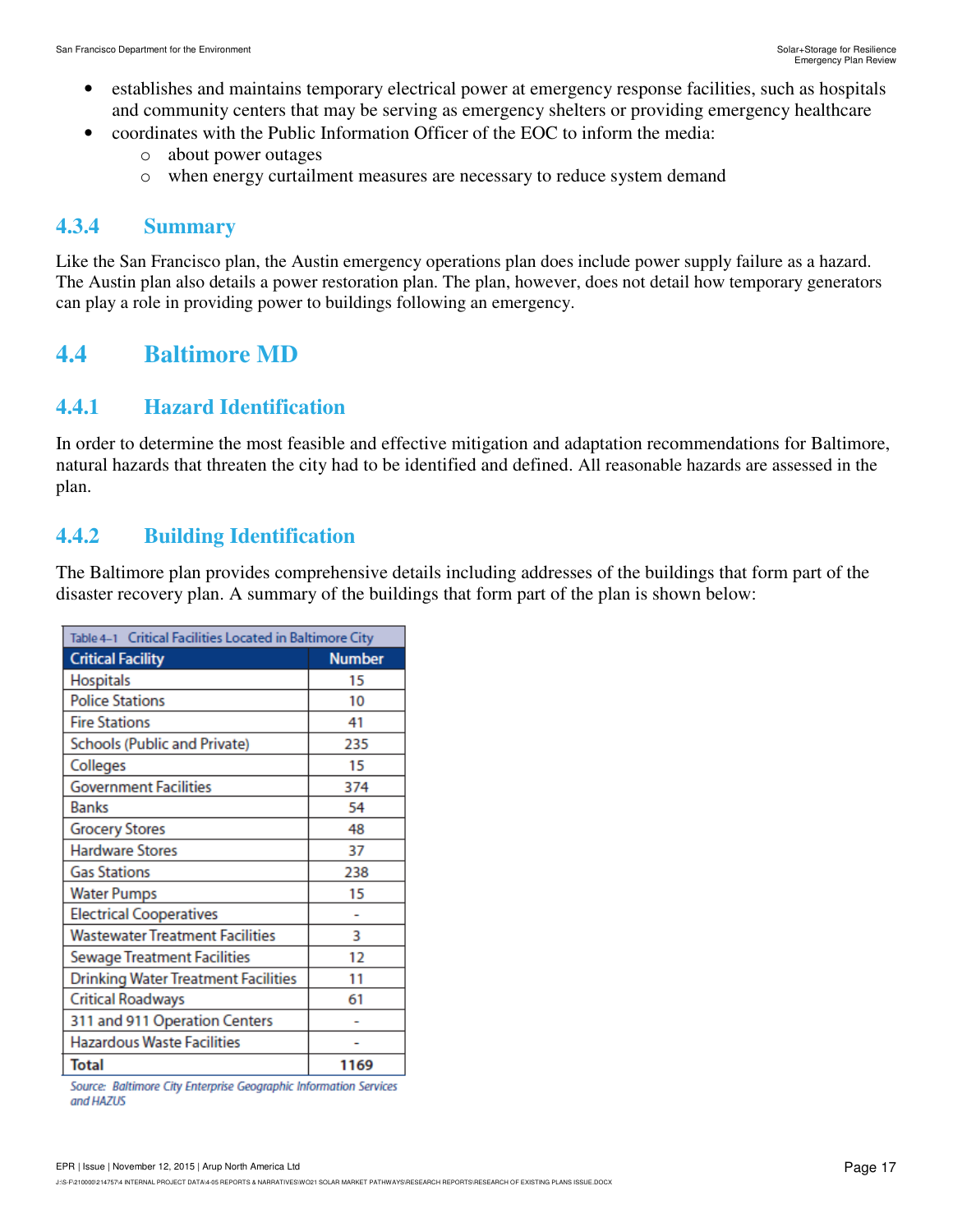- establishes and maintains temporary electrical power at emergency response facilities, such as hospitals and community centers that may be serving as emergency shelters or providing emergency healthcare
- coordinates with the Public Information Officer of the EOC to inform the media:
  - about power outages
  - when energy curtailment measures are necessary to reduce system demand

### 4.3.4 Summary

Like the San Francisco plan, the Austin emergency operations plan does include power supply failure as a hazard. The Austin plan also details a power restoration plan. The plan, however, does not detail how temporary generators can play a role in providing power to buildings following an emergency.

## 4.4 Baltimore MD

### 4.4.1 Hazard Identification

In order to determine the most feasible and effective mitigation and adaptation recommendations for Baltimore, natural hazards that threaten the city had to be identified and defined. All reasonable hazards are assessed in the plan.

### 4.4.2 Building Identification

The Baltimore plan provides comprehensive details including addresses of the buildings that form part of the disaster recovery plan. A summary of the buildings that form part of the plan is shown below:

Table 4–1 Critical Facilities Located in Baltimore City

| Critical Facility | Number |
|---|---|
| Hospitals | 15 |
| Police Stations | 10 |
| Fire Stations | 41 |
| Schools (Public and Private) | 235 |
| Colleges | 15 |
| Government Facilities | 374 |
| Banks | 54 |
| Grocery Stores | 48 |
| Hardware Stores | 37 |
| Gas Stations | 238 |
| Water Pumps | 15 |
| Electrical Cooperatives | - |
| Wastewater Treatment Facilities | 3 |
| Sewage Treatment Facilities | 12 |
| Drinking Water Treatment Facilities | 11 |
| Critical Roadways | 61 |
| 311 and 911 Operation Centers | - |
| Hazardous Waste Facilities | - |
| **Total** | **1169** |

*Source: Baltimore City Enterprise Geographic Information Services and HAZUS*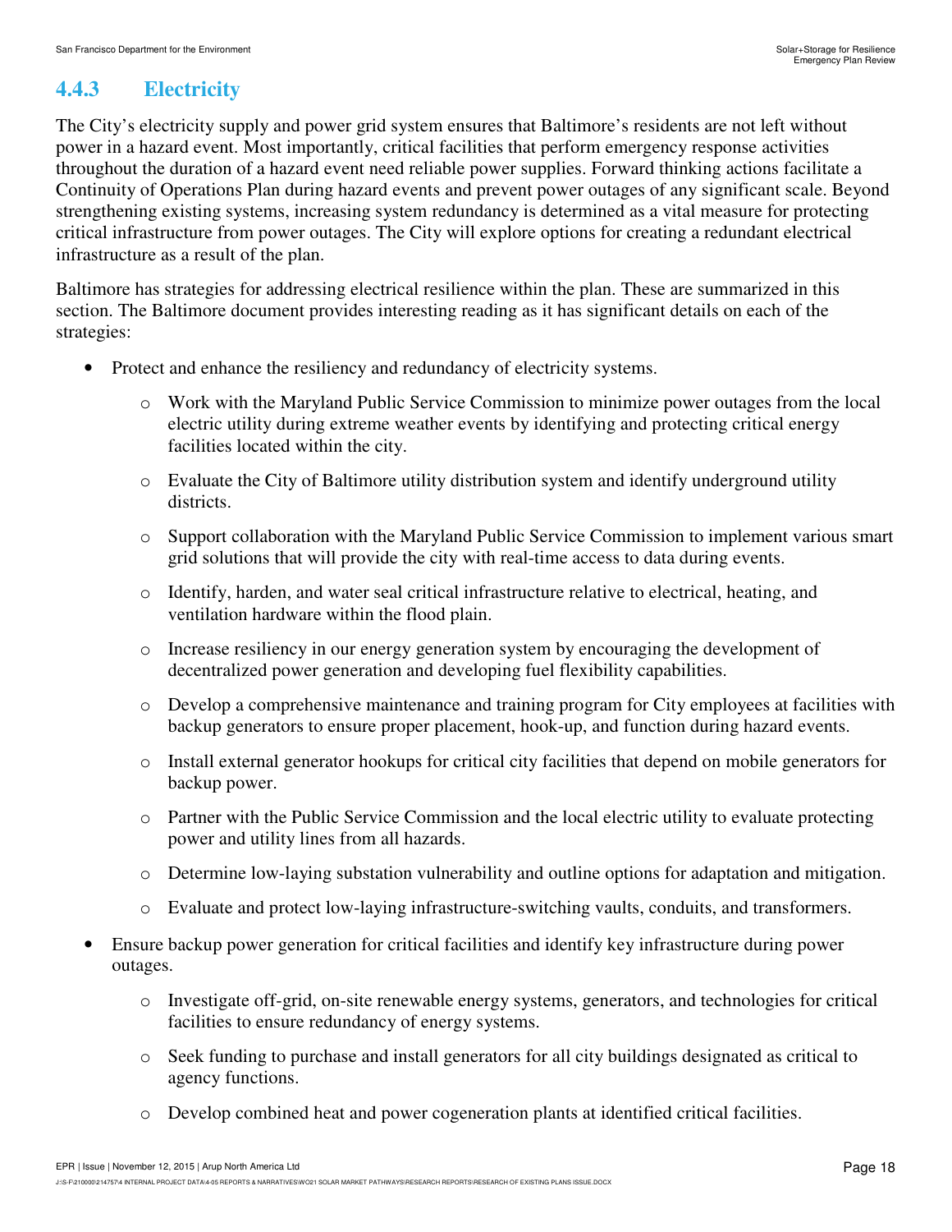### 4.4.3 Electricity

The City's electricity supply and power grid system ensures that Baltimore's residents are not left without power in a hazard event. Most importantly, critical facilities that perform emergency response activities throughout the duration of a hazard event need reliable power supplies. Forward thinking actions facilitate a Continuity of Operations Plan during hazard events and prevent power outages of any significant scale. Beyond strengthening existing systems, increasing system redundancy is determined as a vital measure for protecting critical infrastructure from power outages. The City will explore options for creating a redundant electrical infrastructure as a result of the plan.

Baltimore has strategies for addressing electrical resilience within the plan. These are summarized in this section. The Baltimore document provides interesting reading as it has significant details on each of the strategies:

- Protect and enhance the resiliency and redundancy of electricity systems.
  - Work with the Maryland Public Service Commission to minimize power outages from the local electric utility during extreme weather events by identifying and protecting critical energy facilities located within the city.
  - Evaluate the City of Baltimore utility distribution system and identify underground utility districts.
  - Support collaboration with the Maryland Public Service Commission to implement various smart grid solutions that will provide the city with real-time access to data during events.
  - Identify, harden, and water seal critical infrastructure relative to electrical, heating, and ventilation hardware within the flood plain.
  - Increase resiliency in our energy generation system by encouraging the development of decentralized power generation and developing fuel flexibility capabilities.
  - Develop a comprehensive maintenance and training program for City employees at facilities with backup generators to ensure proper placement, hook-up, and function during hazard events.
  - Install external generator hookups for critical city facilities that depend on mobile generators for backup power.
  - Partner with the Public Service Commission and the local electric utility to evaluate protecting power and utility lines from all hazards.
  - Determine low-laying substation vulnerability and outline options for adaptation and mitigation.
  - Evaluate and protect low-laying infrastructure-switching vaults, conduits, and transformers.
- Ensure backup power generation for critical facilities and identify key infrastructure during power outages.
  - Investigate off-grid, on-site renewable energy systems, generators, and technologies for critical facilities to ensure redundancy of energy systems.
  - Seek funding to purchase and install generators for all city buildings designated as critical to agency functions.
  - Develop combined heat and power cogeneration plants at identified critical facilities.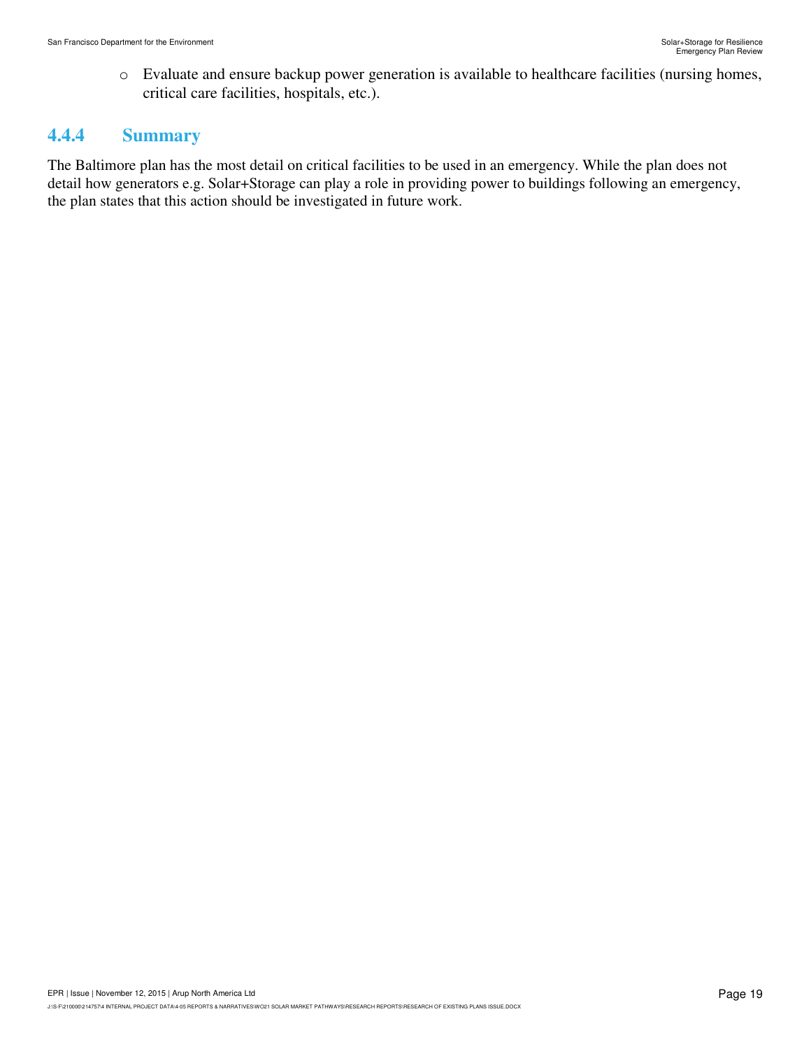- Evaluate and ensure backup power generation is available to healthcare facilities (nursing homes, critical care facilities, hospitals, etc.).

### 4.4.4 Summary

The Baltimore plan has the most detail on critical facilities to be used in an emergency. While the plan does not detail how generators e.g. Solar+Storage can play a role in providing power to buildings following an emergency, the plan states that this action should be investigated in future work.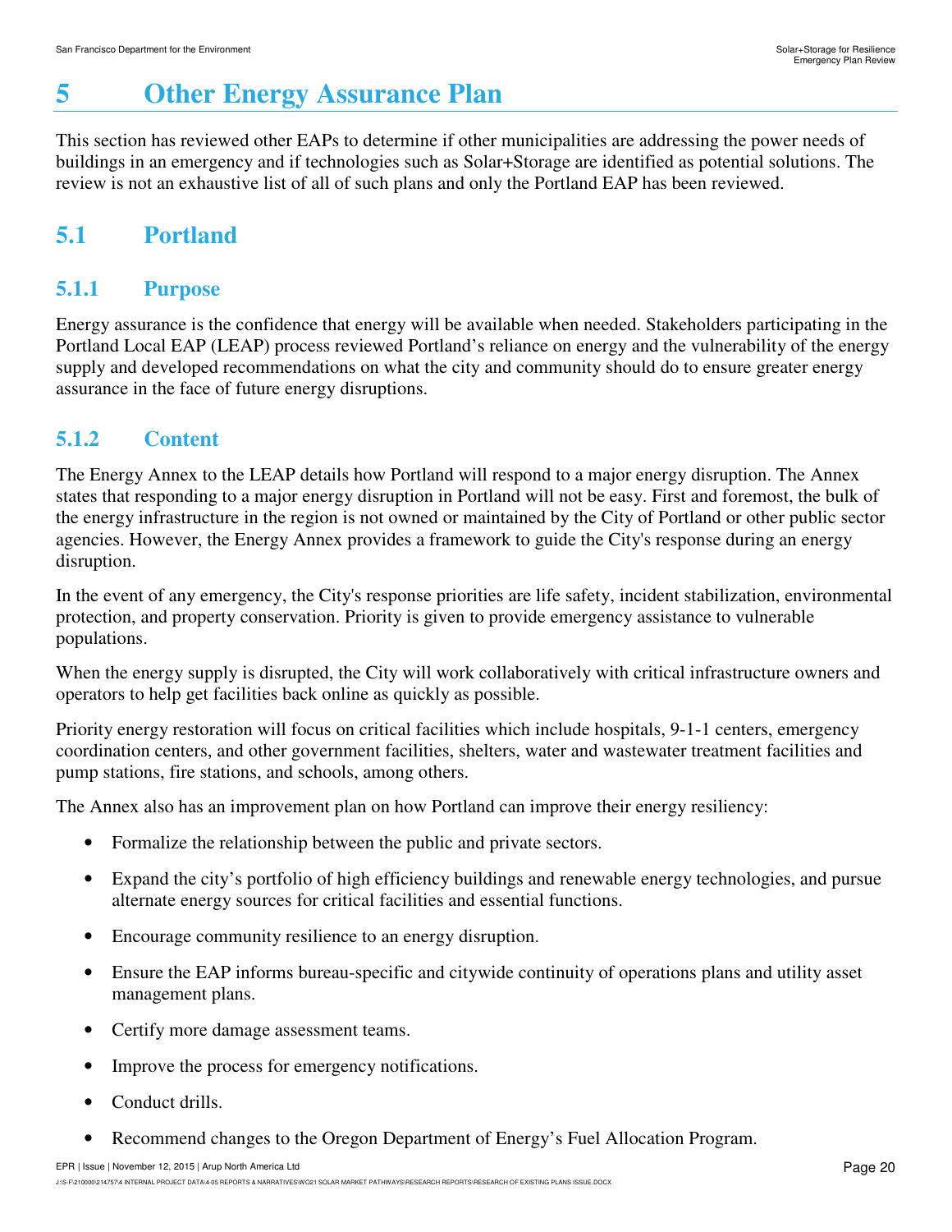# 5 Other Energy Assurance Plan

This section has reviewed other EAPs to determine if other municipalities are addressing the power needs of buildings in an emergency and if technologies such as Solar+Storage are identified as potential solutions. The review is not an exhaustive list of all of such plans and only the Portland EAP has been reviewed.

## 5.1 Portland

### 5.1.1 Purpose

Energy assurance is the confidence that energy will be available when needed. Stakeholders participating in the Portland Local EAP (LEAP) process reviewed Portland's reliance on energy and the vulnerability of the energy supply and developed recommendations on what the city and community should do to ensure greater energy assurance in the face of future energy disruptions.

### 5.1.2 Content

The Energy Annex to the LEAP details how Portland will respond to a major energy disruption. The Annex states that responding to a major energy disruption in Portland will not be easy. First and foremost, the bulk of the energy infrastructure in the region is not owned or maintained by the City of Portland or other public sector agencies. However, the Energy Annex provides a framework to guide the City's response during an energy disruption.

In the event of any emergency, the City's response priorities are life safety, incident stabilization, environmental protection, and property conservation. Priority is given to provide emergency assistance to vulnerable populations.

When the energy supply is disrupted, the City will work collaboratively with critical infrastructure owners and operators to help get facilities back online as quickly as possible.

Priority energy restoration will focus on critical facilities which include hospitals, 9-1-1 centers, emergency coordination centers, and other government facilities, shelters, water and wastewater treatment facilities and pump stations, fire stations, and schools, among others.

The Annex also has an improvement plan on how Portland can improve their energy resiliency:

- Formalize the relationship between the public and private sectors.
- Expand the city's portfolio of high efficiency buildings and renewable energy technologies, and pursue alternate energy sources for critical facilities and essential functions.
- Encourage community resilience to an energy disruption.
- Ensure the EAP informs bureau-specific and citywide continuity of operations plans and utility asset management plans.
- Certify more damage assessment teams.
- Improve the process for emergency notifications.
- Conduct drills.
- Recommend changes to the Oregon Department of Energy's Fuel Allocation Program.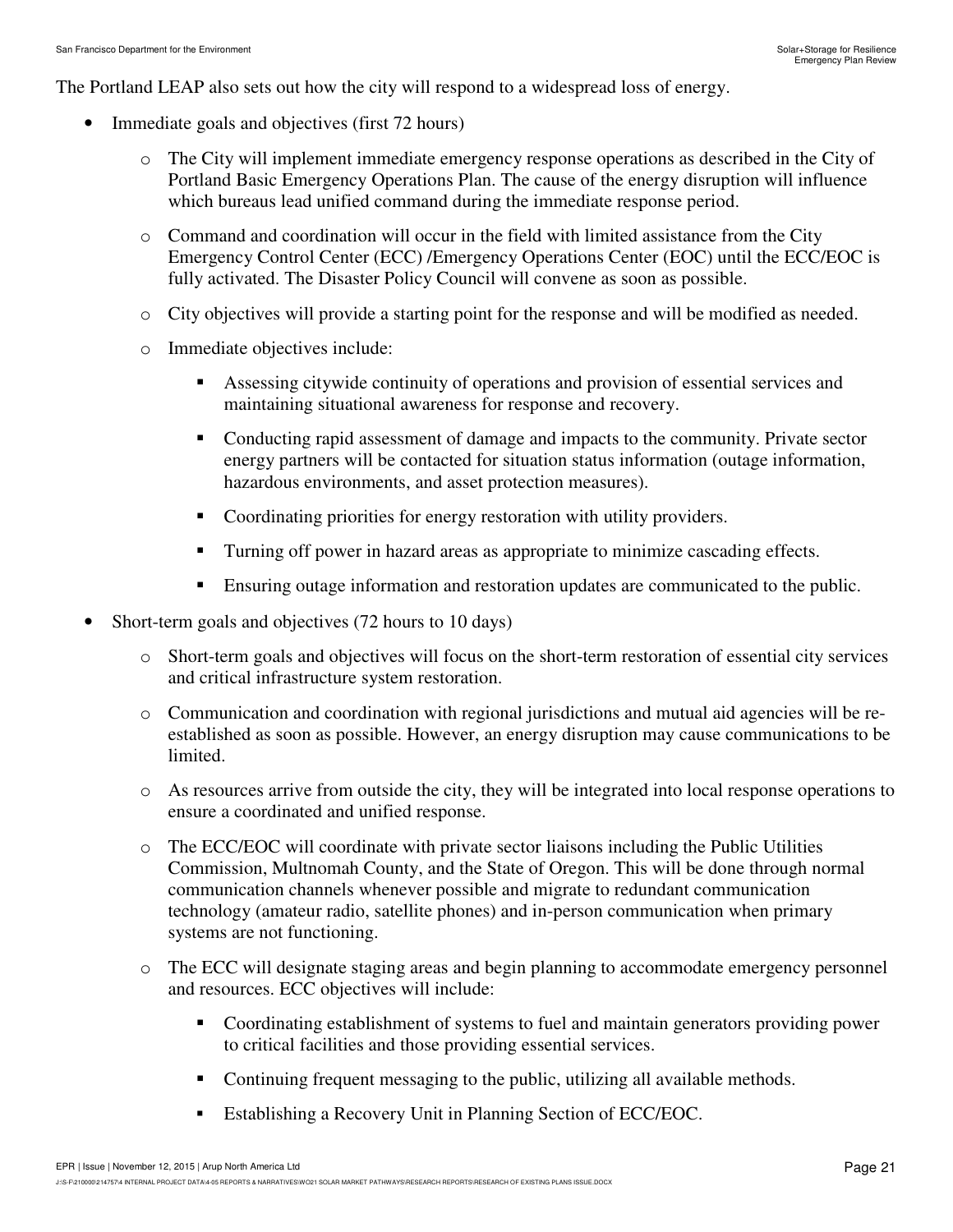The Portland LEAP also sets out how the city will respond to a widespread loss of energy.

- Immediate goals and objectives (first 72 hours)
  - The City will implement immediate emergency response operations as described in the City of Portland Basic Emergency Operations Plan. The cause of the energy disruption will influence which bureaus lead unified command during the immediate response period.
  - Command and coordination will occur in the field with limited assistance from the City Emergency Control Center (ECC) /Emergency Operations Center (EOC) until the ECC/EOC is fully activated. The Disaster Policy Council will convene as soon as possible.
  - City objectives will provide a starting point for the response and will be modified as needed.
  - Immediate objectives include:
    - Assessing citywide continuity of operations and provision of essential services and maintaining situational awareness for response and recovery.
    - Conducting rapid assessment of damage and impacts to the community. Private sector energy partners will be contacted for situation status information (outage information, hazardous environments, and asset protection measures).
    - Coordinating priorities for energy restoration with utility providers.
    - Turning off power in hazard areas as appropriate to minimize cascading effects.
    - Ensuring outage information and restoration updates are communicated to the public.
- Short-term goals and objectives (72 hours to 10 days)
  - Short-term goals and objectives will focus on the short-term restoration of essential city services and critical infrastructure system restoration.
  - Communication and coordination with regional jurisdictions and mutual aid agencies will be re-established as soon as possible. However, an energy disruption may cause communications to be limited.
  - As resources arrive from outside the city, they will be integrated into local response operations to ensure a coordinated and unified response.
  - The ECC/EOC will coordinate with private sector liaisons including the Public Utilities Commission, Multnomah County, and the State of Oregon. This will be done through normal communication channels whenever possible and migrate to redundant communication technology (amateur radio, satellite phones) and in-person communication when primary systems are not functioning.
  - The ECC will designate staging areas and begin planning to accommodate emergency personnel and resources. ECC objectives will include:
    - Coordinating establishment of systems to fuel and maintain generators providing power to critical facilities and those providing essential services.
    - Continuing frequent messaging to the public, utilizing all available methods.
    - Establishing a Recovery Unit in Planning Section of ECC/EOC.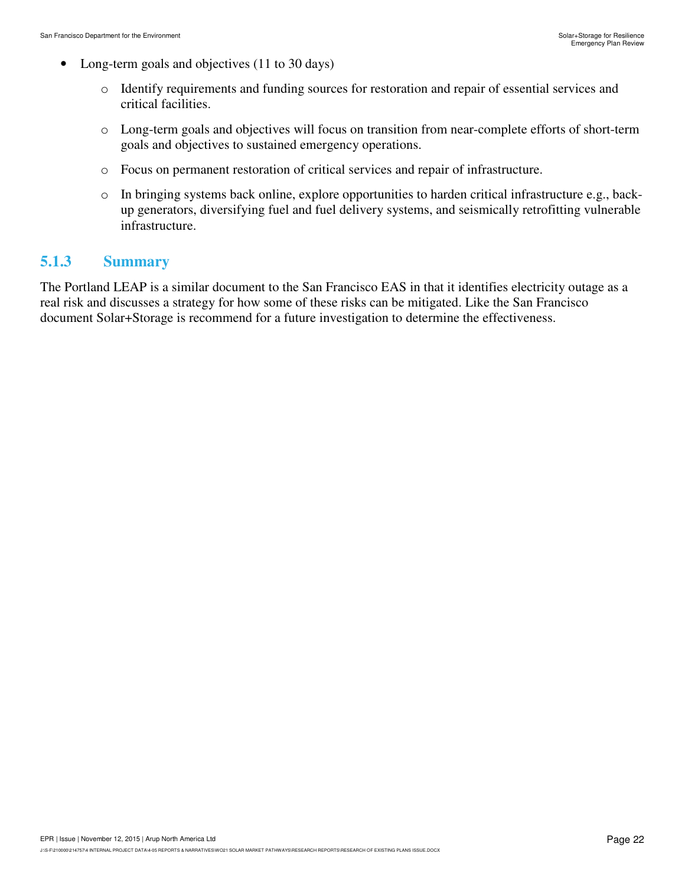- Long-term goals and objectives (11 to 30 days)
  - Identify requirements and funding sources for restoration and repair of essential services and critical facilities.
  - Long-term goals and objectives will focus on transition from near-complete efforts of short-term goals and objectives to sustained emergency operations.
  - Focus on permanent restoration of critical services and repair of infrastructure.
  - In bringing systems back online, explore opportunities to harden critical infrastructure e.g., back-up generators, diversifying fuel and fuel delivery systems, and seismically retrofitting vulnerable infrastructure.

### 5.1.3 Summary

The Portland LEAP is a similar document to the San Francisco EAS in that it identifies electricity outage as a real risk and discusses a strategy for how some of these risks can be mitigated. Like the San Francisco document Solar+Storage is recommend for a future investigation to determine the effectiveness.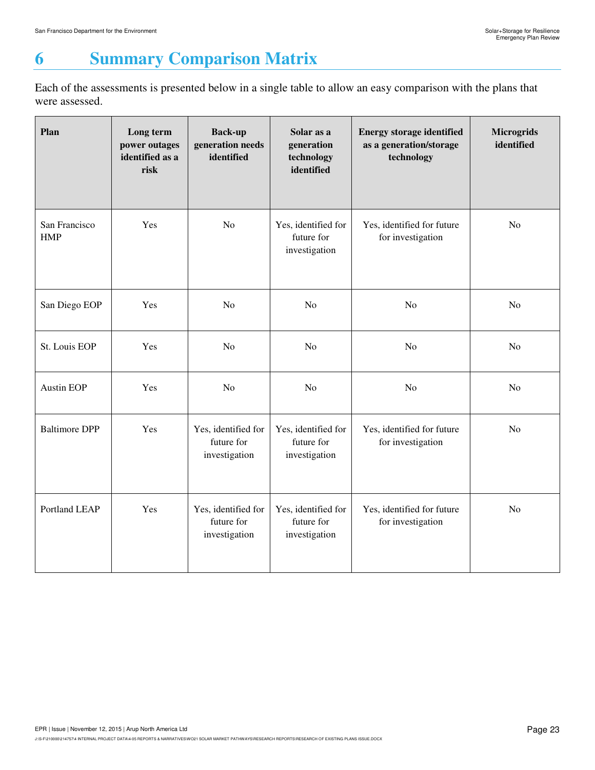# 6 Summary Comparison Matrix

Each of the assessments is presented below in a single table to allow an easy comparison with the plans that were assessed.

| Plan | Long term power outages identified as a risk | Back-up generation needs identified | Solar as a generation technology identified | Energy storage identified as a generation/storage technology | Microgrids identified |
|---|---|---|---|---|---|
| San Francisco HMP | Yes | No | Yes, identified for future for investigation | Yes, identified for future for investigation | No |
| San Diego EOP | Yes | No | No | No | No |
| St. Louis EOP | Yes | No | No | No | No |
| Austin EOP | Yes | No | No | No | No |
| Baltimore DPP | Yes | Yes, identified for future for investigation | Yes, identified for future for investigation | Yes, identified for future for investigation | No |
| Portland LEAP | Yes | Yes, identified for future for investigation | Yes, identified for future for investigation | Yes, identified for future for investigation | No |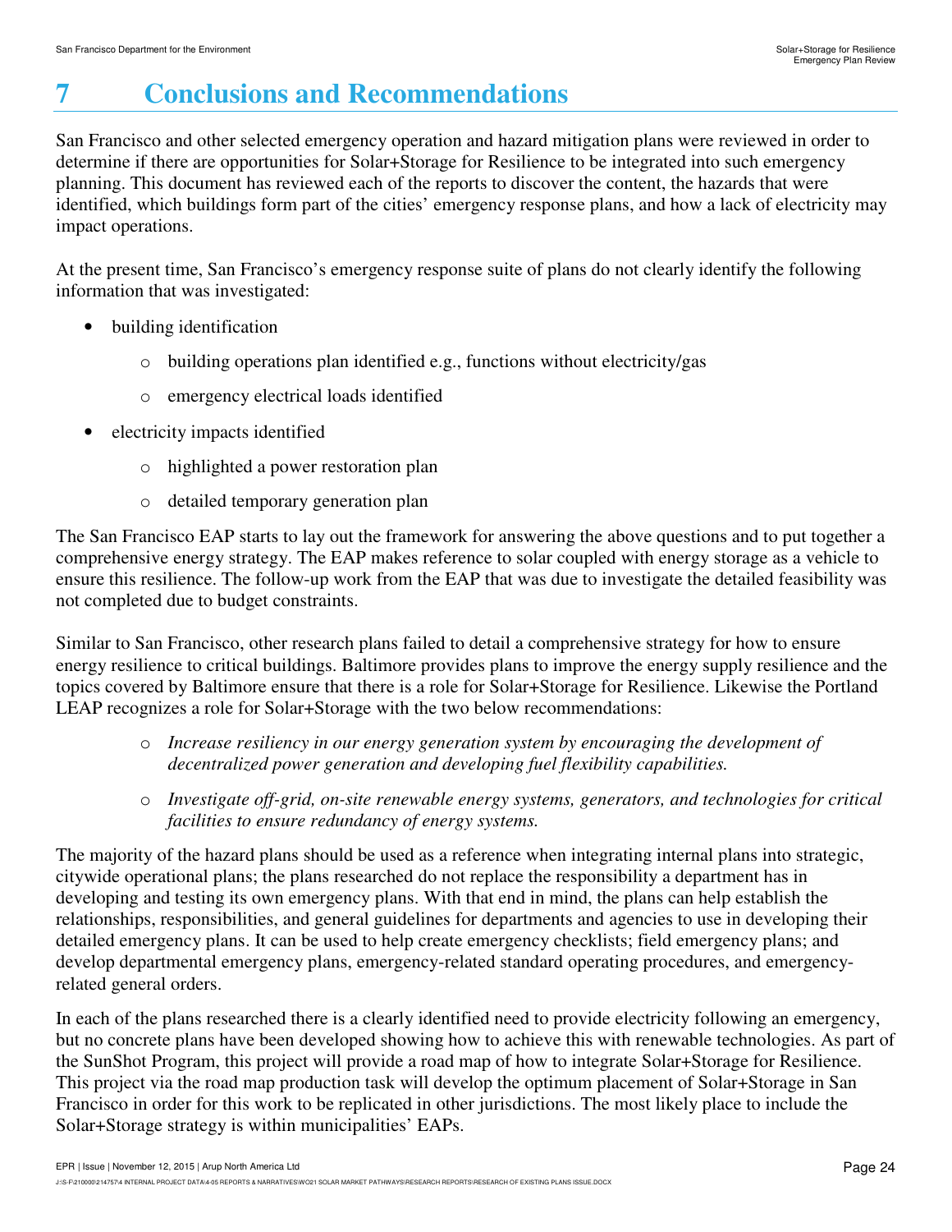# 7 Conclusions and Recommendations

San Francisco and other selected emergency operation and hazard mitigation plans were reviewed in order to determine if there are opportunities for Solar+Storage for Resilience to be integrated into such emergency planning. This document has reviewed each of the reports to discover the content, the hazards that were identified, which buildings form part of the cities' emergency response plans, and how a lack of electricity may impact operations.

At the present time, San Francisco's emergency response suite of plans do not clearly identify the following information that was investigated:

- building identification
  - building operations plan identified e.g., functions without electricity/gas
  - emergency electrical loads identified
- electricity impacts identified
  - highlighted a power restoration plan
  - detailed temporary generation plan

The San Francisco EAP starts to lay out the framework for answering the above questions and to put together a comprehensive energy strategy. The EAP makes reference to solar coupled with energy storage as a vehicle to ensure this resilience. The follow-up work from the EAP that was due to investigate the detailed feasibility was not completed due to budget constraints.

Similar to San Francisco, other research plans failed to detail a comprehensive strategy for how to ensure energy resilience to critical buildings. Baltimore provides plans to improve the energy supply resilience and the topics covered by Baltimore ensure that there is a role for Solar+Storage for Resilience. Likewise the Portland LEAP recognizes a role for Solar+Storage with the two below recommendations:

- *Increase resiliency in our energy generation system by encouraging the development of decentralized power generation and developing fuel flexibility capabilities.*
- *Investigate off-grid, on-site renewable energy systems, generators, and technologies for critical facilities to ensure redundancy of energy systems.*

The majority of the hazard plans should be used as a reference when integrating internal plans into strategic, citywide operational plans; the plans researched do not replace the responsibility a department has in developing and testing its own emergency plans. With that end in mind, the plans can help establish the relationships, responsibilities, and general guidelines for departments and agencies to use in developing their detailed emergency plans. It can be used to help create emergency checklists; field emergency plans; and develop departmental emergency plans, emergency-related standard operating procedures, and emergency-related general orders.

In each of the plans researched there is a clearly identified need to provide electricity following an emergency, but no concrete plans have been developed showing how to achieve this with renewable technologies. As part of the SunShot Program, this project will provide a road map of how to integrate Solar+Storage for Resilience. This project via the road map production task will develop the optimum placement of Solar+Storage in San Francisco in order for this work to be replicated in other jurisdictions. The most likely place to include the Solar+Storage strategy is within municipalities' EAPs.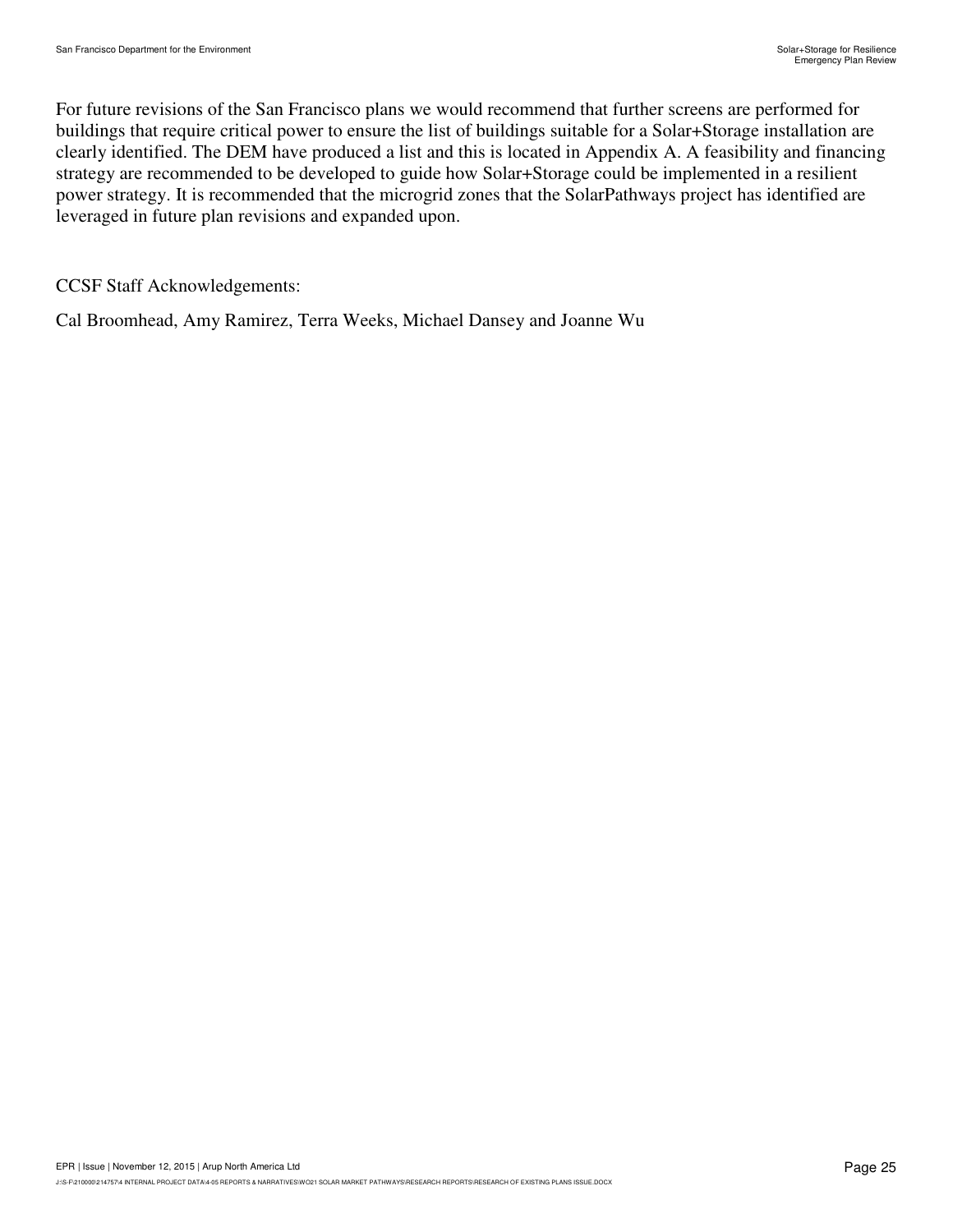For future revisions of the San Francisco plans we would recommend that further screens are performed for buildings that require critical power to ensure the list of buildings suitable for a Solar+Storage installation are clearly identified. The DEM have produced a list and this is located in Appendix A. A feasibility and financing strategy are recommended to be developed to guide how Solar+Storage could be implemented in a resilient power strategy. It is recommended that the microgrid zones that the SolarPathways project has identified are leveraged in future plan revisions and expanded upon.

CCSF Staff Acknowledgements:

Cal Broomhead, Amy Ramirez, Terra Weeks, Michael Dansey and Joanne Wu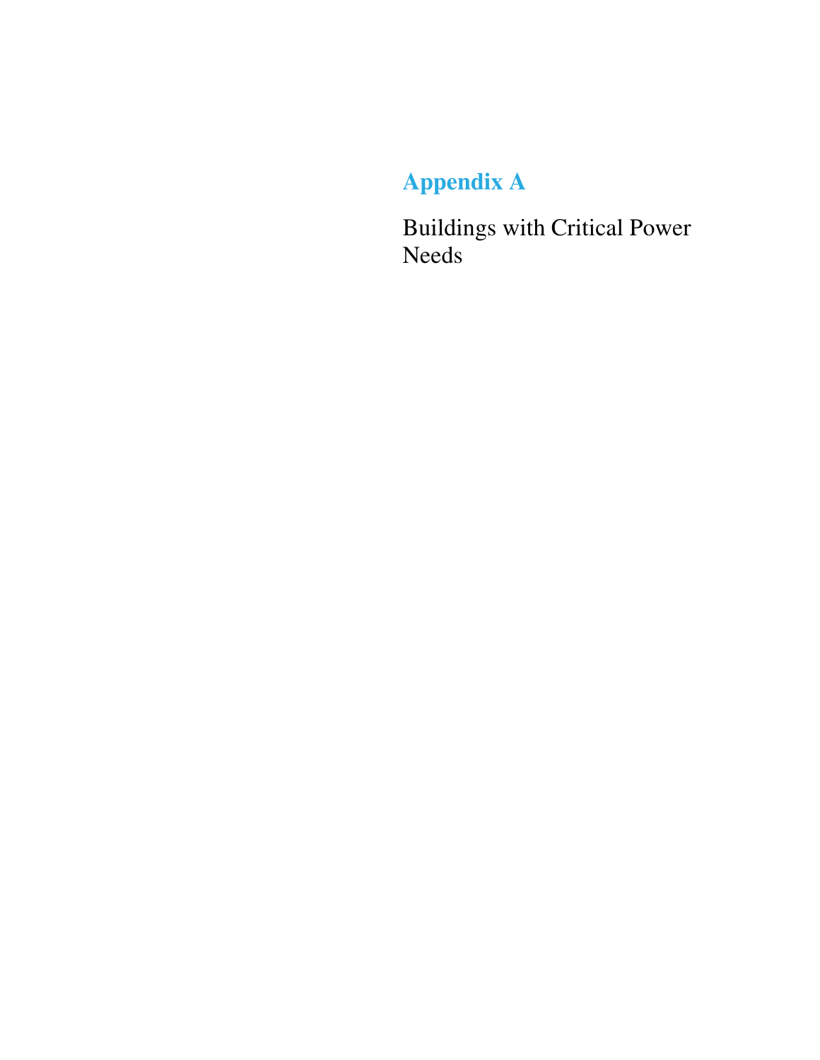# Appendix A

Buildings with Critical Power Needs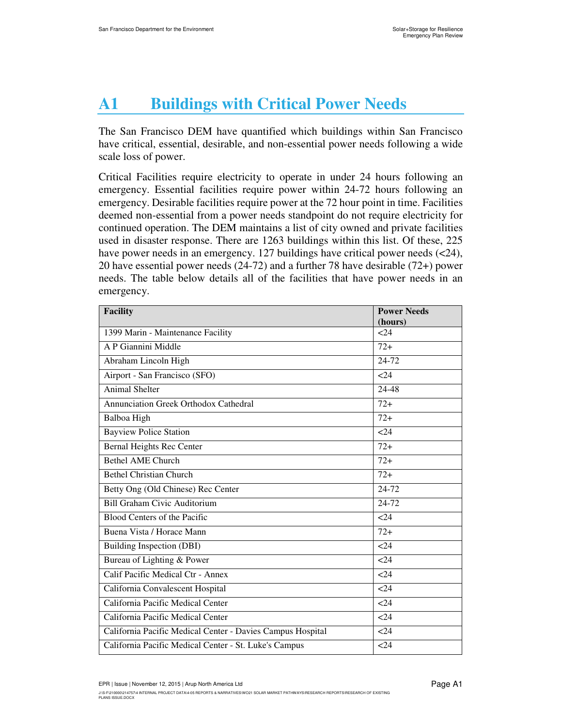# A1 Buildings with Critical Power Needs

The San Francisco DEM have quantified which buildings within San Francisco have critical, essential, desirable, and non-essential power needs following a wide scale loss of power.

Critical Facilities require electricity to operate in under 24 hours following an emergency. Essential facilities require power within 24-72 hours following an emergency. Desirable facilities require power at the 72 hour point in time. Facilities deemed non-essential from a power needs standpoint do not require electricity for continued operation. The DEM maintains a list of city owned and private facilities used in disaster response. There are 1263 buildings within this list. Of these, 225 have power needs in an emergency. 127 buildings have critical power needs (<24), 20 have essential power needs (24-72) and a further 78 have desirable (72+) power needs. The table below details all of the facilities that have power needs in an emergency.

| Facility | Power Needs (hours) |
|---|---|
| 1399 Marin - Maintenance Facility | <24 |
| A P Giannini Middle | 72+ |
| Abraham Lincoln High | 24-72 |
| Airport - San Francisco (SFO) | <24 |
| Animal Shelter | 24-48 |
| Annunciation Greek Orthodox Cathedral | 72+ |
| Balboa High | 72+ |
| Bayview Police Station | <24 |
| Bernal Heights Rec Center | 72+ |
| Bethel AME Church | 72+ |
| Bethel Christian Church | 72+ |
| Betty Ong (Old Chinese) Rec Center | 24-72 |
| Bill Graham Civic Auditorium | 24-72 |
| Blood Centers of the Pacific | <24 |
| Buena Vista / Horace Mann | 72+ |
| Building Inspection (DBI) | <24 |
| Bureau of Lighting & Power | <24 |
| Calif Pacific Medical Ctr - Annex | <24 |
| California Convalescent Hospital | <24 |
| California Pacific Medical Center | <24 |
| California Pacific Medical Center | <24 |
| California Pacific Medical Center - Davies Campus Hospital | <24 |
| California Pacific Medical Center - St. Luke's Campus | <24 |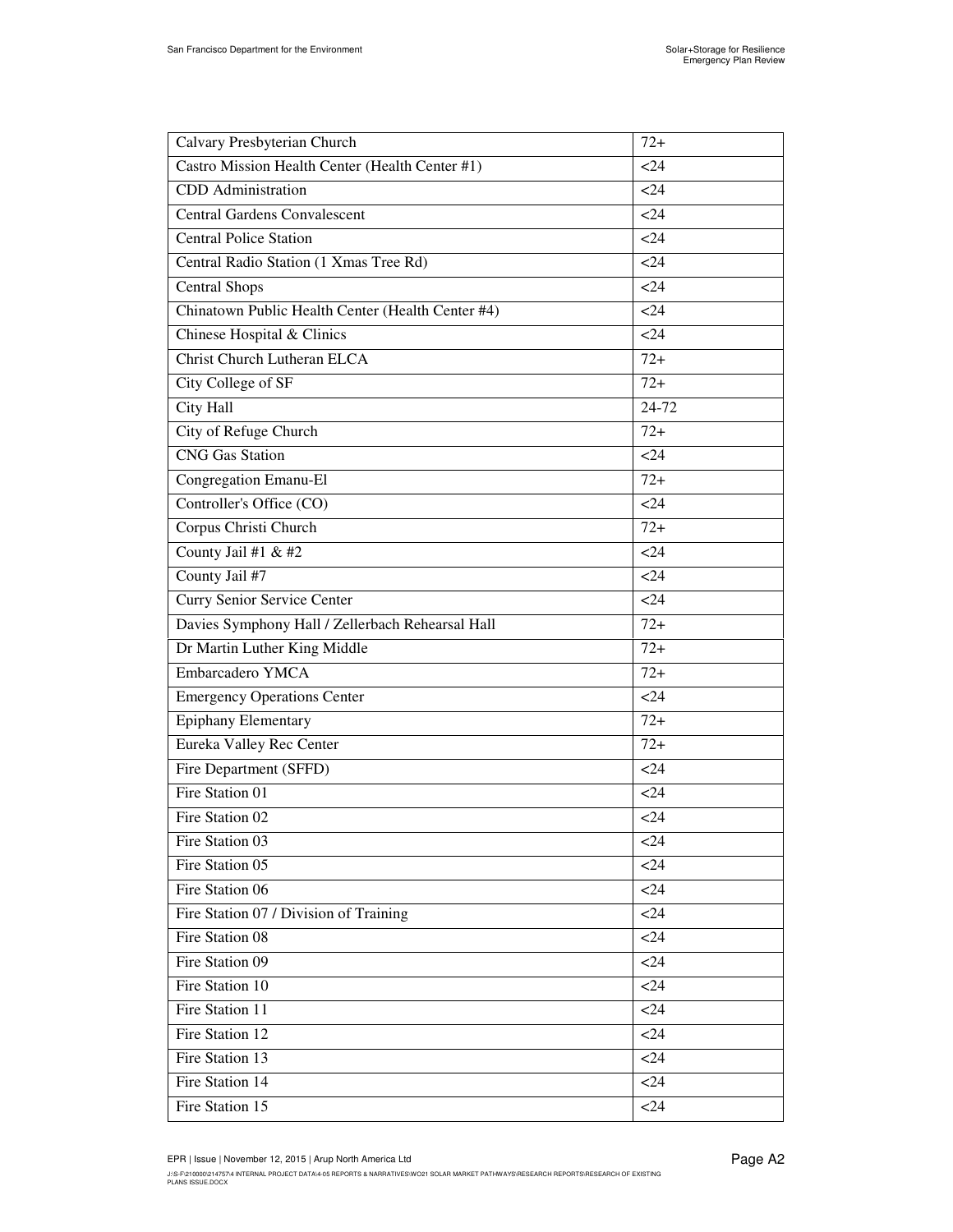| Calvary Presbyterian Church | 72+ |
|---|---|
| Castro Mission Health Center (Health Center #1) | <24 |
| CDD Administration | <24 |
| Central Gardens Convalescent | <24 |
| Central Police Station | <24 |
| Central Radio Station (1 Xmas Tree Rd) | <24 |
| Central Shops | <24 |
| Chinatown Public Health Center (Health Center #4) | <24 |
| Chinese Hospital & Clinics | <24 |
| Christ Church Lutheran ELCA | 72+ |
| City College of SF | 72+ |
| City Hall | 24-72 |
| City of Refuge Church | 72+ |
| CNG Gas Station | <24 |
| Congregation Emanu-El | 72+ |
| Controller's Office (CO) | <24 |
| Corpus Christi Church | 72+ |
| County Jail #1 & #2 | <24 |
| County Jail #7 | <24 |
| Curry Senior Service Center | <24 |
| Davies Symphony Hall / Zellerbach Rehearsal Hall | 72+ |
| Dr Martin Luther King Middle | 72+ |
| Embarcadero YMCA | 72+ |
| Emergency Operations Center | <24 |
| Epiphany Elementary | 72+ |
| Eureka Valley Rec Center | 72+ |
| Fire Department (SFFD) | <24 |
| Fire Station 01 | <24 |
| Fire Station 02 | <24 |
| Fire Station 03 | <24 |
| Fire Station 05 | <24 |
| Fire Station 06 | <24 |
| Fire Station 07 / Division of Training | <24 |
| Fire Station 08 | <24 |
| Fire Station 09 | <24 |
| Fire Station 10 | <24 |
| Fire Station 11 | <24 |
| Fire Station 12 | <24 |
| Fire Station 13 | <24 |
| Fire Station 14 | <24 |
| Fire Station 15 | <24 |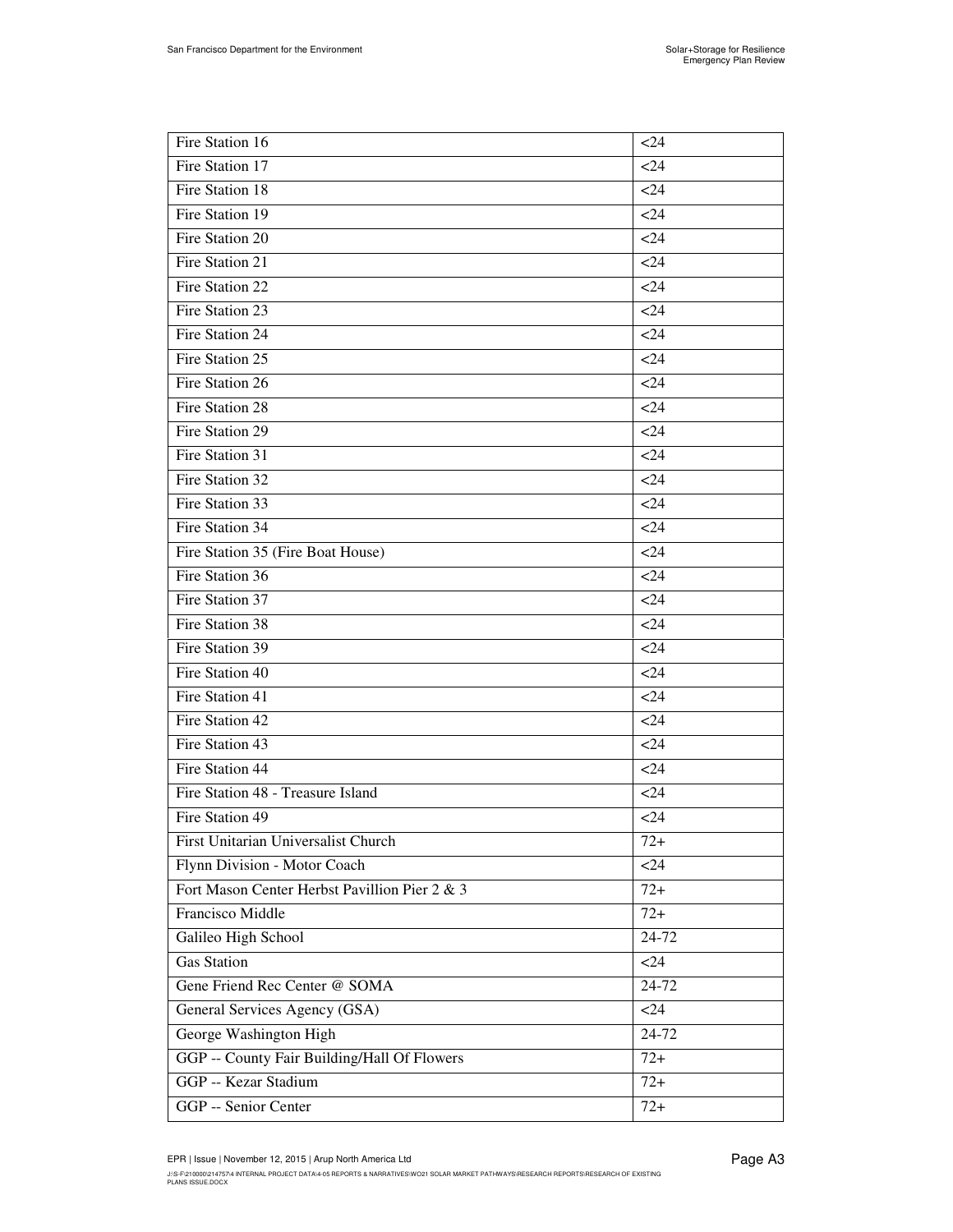| Fire Station 16 | <24 |
|---|---|
| Fire Station 17 | <24 |
| Fire Station 18 | <24 |
| Fire Station 19 | <24 |
| Fire Station 20 | <24 |
| Fire Station 21 | <24 |
| Fire Station 22 | <24 |
| Fire Station 23 | <24 |
| Fire Station 24 | <24 |
| Fire Station 25 | <24 |
| Fire Station 26 | <24 |
| Fire Station 28 | <24 |
| Fire Station 29 | <24 |
| Fire Station 31 | <24 |
| Fire Station 32 | <24 |
| Fire Station 33 | <24 |
| Fire Station 34 | <24 |
| Fire Station 35 (Fire Boat House) | <24 |
| Fire Station 36 | <24 |
| Fire Station 37 | <24 |
| Fire Station 38 | <24 |
| Fire Station 39 | <24 |
| Fire Station 40 | <24 |
| Fire Station 41 | <24 |
| Fire Station 42 | <24 |
| Fire Station 43 | <24 |
| Fire Station 44 | <24 |
| Fire Station 48 - Treasure Island | <24 |
| Fire Station 49 | <24 |
| First Unitarian Universalist Church | 72+ |
| Flynn Division - Motor Coach | <24 |
| Fort Mason Center Herbst Pavillion Pier 2 & 3 | 72+ |
| Francisco Middle | 72+ |
| Galileo High School | 24-72 |
| Gas Station | <24 |
| Gene Friend Rec Center @ SOMA | 24-72 |
| General Services Agency (GSA) | <24 |
| George Washington High | 24-72 |
| GGP -- County Fair Building/Hall Of Flowers | 72+ |
| GGP -- Kezar Stadium | 72+ |
| GGP -- Senior Center | 72+ |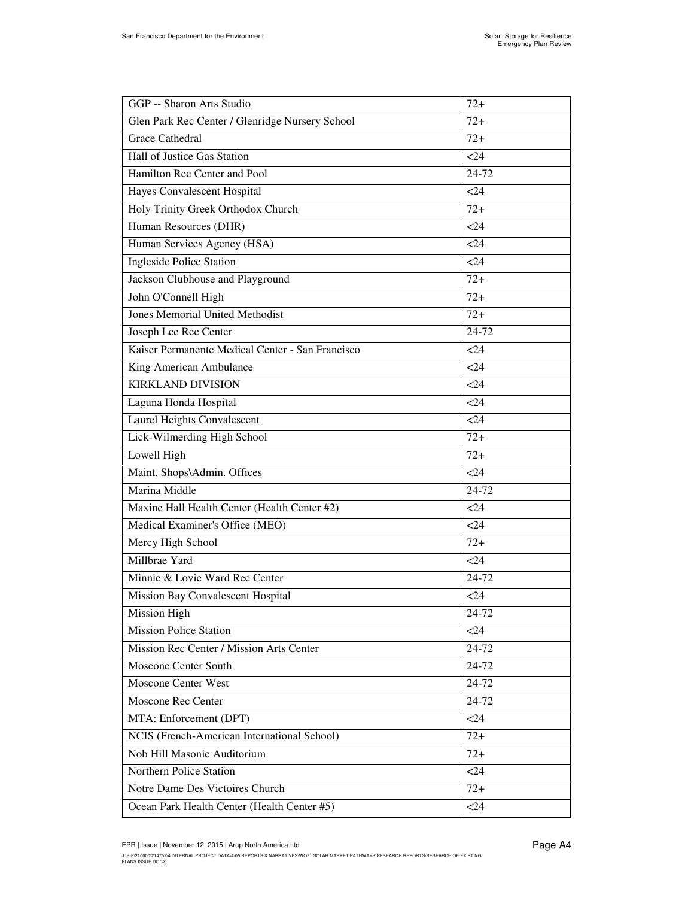| GGP -- Sharon Arts Studio | 72+ |
|---|---|
| Glen Park Rec Center / Glenridge Nursery School | 72+ |
| Grace Cathedral | 72+ |
| Hall of Justice Gas Station | <24 |
| Hamilton Rec Center and Pool | 24-72 |
| Hayes Convalescent Hospital | <24 |
| Holy Trinity Greek Orthodox Church | 72+ |
| Human Resources (DHR) | <24 |
| Human Services Agency (HSA) | <24 |
| Ingleside Police Station | <24 |
| Jackson Clubhouse and Playground | 72+ |
| John O'Connell High | 72+ |
| Jones Memorial United Methodist | 72+ |
| Joseph Lee Rec Center | 24-72 |
| Kaiser Permanente Medical Center - San Francisco | <24 |
| King American Ambulance | <24 |
| KIRKLAND DIVISION | <24 |
| Laguna Honda Hospital | <24 |
| Laurel Heights Convalescent | <24 |
| Lick-Wilmerding High School | 72+ |
| Lowell High | 72+ |
| Maint. Shops\Admin. Offices | <24 |
| Marina Middle | 24-72 |
| Maxine Hall Health Center (Health Center #2) | <24 |
| Medical Examiner's Office (MEO) | <24 |
| Mercy High School | 72+ |
| Millbrae Yard | <24 |
| Minnie & Lovie Ward Rec Center | 24-72 |
| Mission Bay Convalescent Hospital | <24 |
| Mission High | 24-72 |
| Mission Police Station | <24 |
| Mission Rec Center / Mission Arts Center | 24-72 |
| Moscone Center South | 24-72 |
| Moscone Center West | 24-72 |
| Moscone Rec Center | 24-72 |
| MTA: Enforcement (DPT) | <24 |
| NCIS (French-American International School) | 72+ |
| Nob Hill Masonic Auditorium | 72+ |
| Northern Police Station | <24 |
| Notre Dame Des Victoires Church | 72+ |
| Ocean Park Health Center (Health Center #5) | <24 |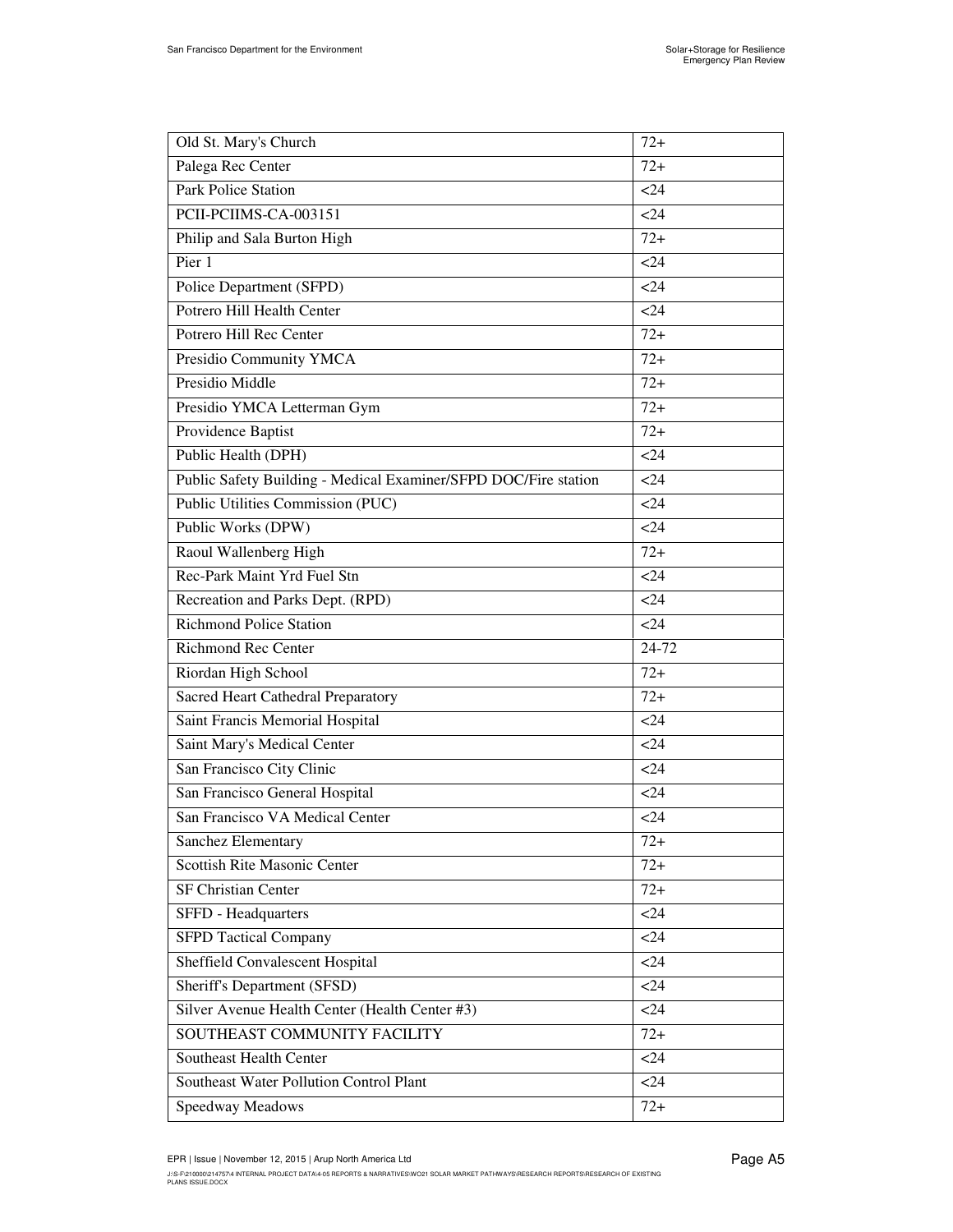| | |
|---|---|
| Old St. Mary's Church | 72+ |
| Palega Rec Center | 72+ |
| Park Police Station | <24 |
| PCII-PCIIMS-CA-003151 | <24 |
| Philip and Sala Burton High | 72+ |
| Pier 1 | <24 |
| Police Department (SFPD) | <24 |
| Potrero Hill Health Center | <24 |
| Potrero Hill Rec Center | 72+ |
| Presidio Community YMCA | 72+ |
| Presidio Middle | 72+ |
| Presidio YMCA Letterman Gym | 72+ |
| Providence Baptist | 72+ |
| Public Health (DPH) | <24 |
| Public Safety Building - Medical Examiner/SFPD DOC/Fire station | <24 |
| Public Utilities Commission (PUC) | <24 |
| Public Works (DPW) | <24 |
| Raoul Wallenberg High | 72+ |
| Rec-Park Maint Yrd Fuel Stn | <24 |
| Recreation and Parks Dept. (RPD) | <24 |
| Richmond Police Station | <24 |
| Richmond Rec Center | 24-72 |
| Riordan High School | 72+ |
| Sacred Heart Cathedral Preparatory | 72+ |
| Saint Francis Memorial Hospital | <24 |
| Saint Mary's Medical Center | <24 |
| San Francisco City Clinic | <24 |
| San Francisco General Hospital | <24 |
| San Francisco VA Medical Center | <24 |
| Sanchez Elementary | 72+ |
| Scottish Rite Masonic Center | 72+ |
| SF Christian Center | 72+ |
| SFFD - Headquarters | <24 |
| SFPD Tactical Company | <24 |
| Sheffield Convalescent Hospital | <24 |
| Sheriff's Department (SFSD) | <24 |
| Silver Avenue Health Center (Health Center #3) | <24 |
| SOUTHEAST COMMUNITY FACILITY | 72+ |
| Southeast Health Center | <24 |
| Southeast Water Pollution Control Plant | <24 |
| Speedway Meadows | 72+ |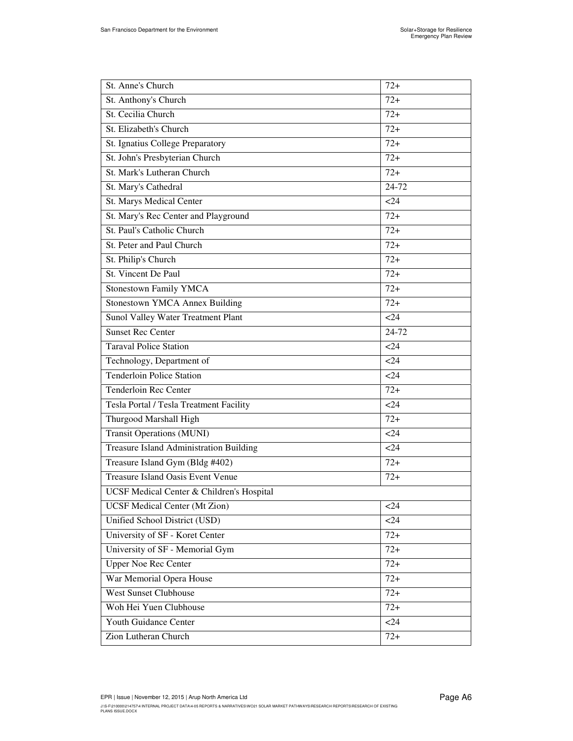| | |
|---|---|
| St. Anne's Church | 72+ |
| St. Anthony's Church | 72+ |
| St. Cecilia Church | 72+ |
| St. Elizabeth's Church | 72+ |
| St. Ignatius College Preparatory | 72+ |
| St. John's Presbyterian Church | 72+ |
| St. Mark's Lutheran Church | 72+ |
| St. Mary's Cathedral | 24-72 |
| St. Marys Medical Center | <24 |
| St. Mary's Rec Center and Playground | 72+ |
| St. Paul's Catholic Church | 72+ |
| St. Peter and Paul Church | 72+ |
| St. Philip's Church | 72+ |
| St. Vincent De Paul | 72+ |
| Stonestown Family YMCA | 72+ |
| Stonestown YMCA Annex Building | 72+ |
| Sunol Valley Water Treatment Plant | <24 |
| Sunset Rec Center | 24-72 |
| Taraval Police Station | <24 |
| Technology, Department of | <24 |
| Tenderloin Police Station | <24 |
| Tenderloin Rec Center | 72+ |
| Tesla Portal / Tesla Treatment Facility | <24 |
| Thurgood Marshall High | 72+ |
| Transit Operations (MUNI) | <24 |
| Treasure Island Administration Building | <24 |
| Treasure Island Gym (Bldg #402) | 72+ |
| Treasure Island Oasis Event Venue | 72+ |
| UCSF Medical Center & Children's Hospital | |
| UCSF Medical Center (Mt Zion) | <24 |
| Unified School District (USD) | <24 |
| University of SF - Koret Center | 72+ |
| University of SF - Memorial Gym | 72+ |
| Upper Noe Rec Center | 72+ |
| War Memorial Opera House | 72+ |
| West Sunset Clubhouse | 72+ |
| Woh Hei Yuen Clubhouse | 72+ |
| Youth Guidance Center | <24 |
| Zion Lutheran Church | 72+ |